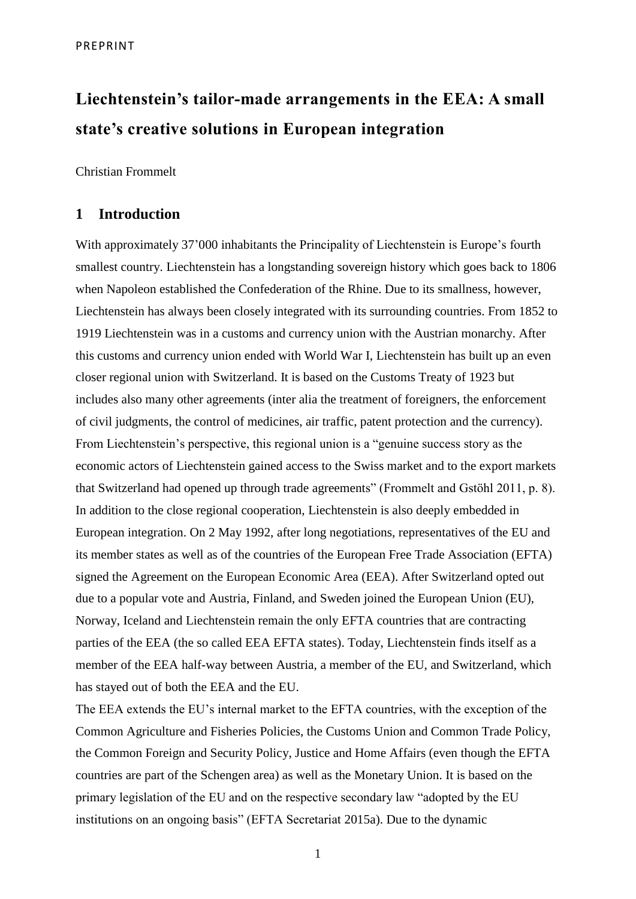PREPRINT

# Liechtenstein's tailor-made arrangements in the EEA: A small state's creative solutions in European integration

Christian Frommelt

## 1 Introduction

With approximately 37'000 inhabitants the Principality of Liechtenstein is Europe's fourth smallest country. Liechtenstein has a longstanding sovereign history which goes back to 1806 when Napoleon established the Confederation of the Rhine. Due to its smallness, however, Liechtenstein has always been closely integrated with its surrounding countries. From 1852 to 1919 Liechtenstein was in a customs and currency union with the Austrian monarchy. After this customs and currency union ended with World War I, Liechtenstein has built up an even closer regional union with Switzerland. It is based on the Customs Treaty of 1923 but includes also many other agreements (inter alia the treatment of foreigners, the enforcement of civil judgments, the control of medicines, air traffic, patent protection and the currency). From Liechtenstein's perspective, this regional union is a "genuine success story as the economic actors of Liechtenstein gained access to the Swiss market and to the export markets that Switzerland had opened up through trade agreements" (Frommelt and Gstöhl 2011, p. 8). In addition to the close regional cooperation, Liechtenstein is also deeply embedded in European integration. On 2 May 1992, after long negotiations, representatives of the EU and its member states as well as of the countries of the European Free Trade Association (EFTA) signed the Agreement on the European Economic Area (EEA). After Switzerland opted out due to a popular vote and Austria, Finland, and Sweden joined the European Union (EU), Norway, Iceland and Liechtenstein remain the only EFTA countries that are contracting parties of the EEA (the so called EEA EFTA states). Today, Liechtenstein finds itself as a member of the EEA half-way between Austria, a member of the EU, and Switzerland, which has stayed out of both the EEA and the EU.

The EEA extends the EU's internal market to the EFTA countries, with the exception of the Common Agriculture and Fisheries Policies, the Customs Union and Common Trade Policy, the Common Foreign and Security Policy, Justice and Home Affairs (even though the EFTA countries are part of the Schengen area) as well as the Monetary Union. It is based on the primary legislation of the EU and on the respective secondary law "adopted by the EU institutions on an ongoing basis" (EFTA Secretariat 2015a). Due to the dynamic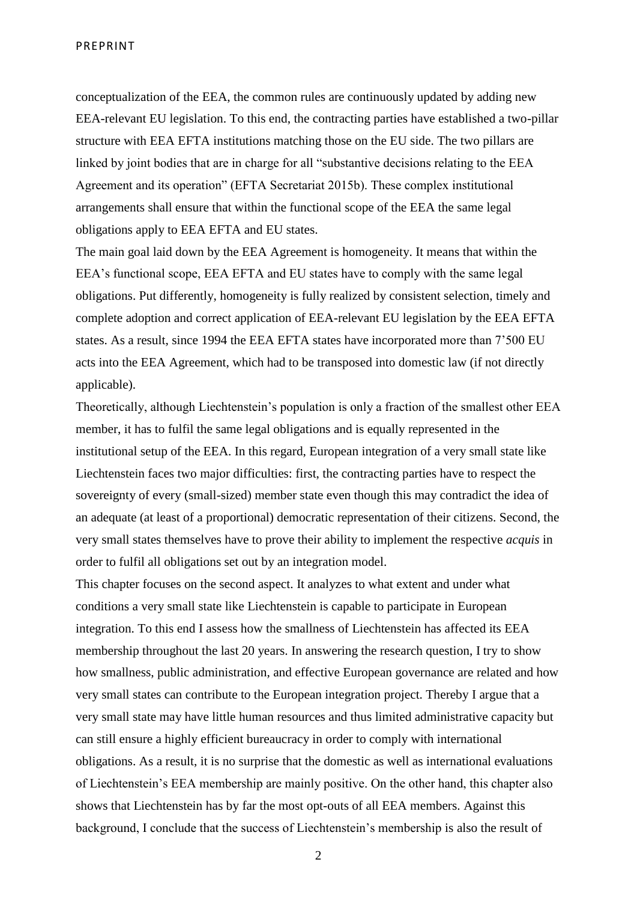conceptualization of the EEA, the common rules are continuously updated by adding new EEA-relevant EU legislation. To this end, the contracting parties have established a two-pillar structure with EEA EFTA institutions matching those on the EU side. The two pillars are linked by joint bodies that are in charge for all "substantive decisions relating to the EEA Agreement and its operation" (EFTA Secretariat 2015b). These complex institutional arrangements shall ensure that within the functional scope of the EEA the same legal obligations apply to EEA EFTA and EU states.

The main goal laid down by the EEA Agreement is homogeneity. It means that within the EEA's functional scope, EEA EFTA and EU states have to comply with the same legal obligations. Put differently, homogeneity is fully realized by consistent selection, timely and complete adoption and correct application of EEA-relevant EU legislation by the EEA EFTA states. As a result, since 1994 the EEA EFTA states have incorporated more than 7'500 EU acts into the EEA Agreement, which had to be transposed into domestic law (if not directly applicable).

Theoretically, although Liechtenstein's population is only a fraction of the smallest other EEA member, it has to fulfil the same legal obligations and is equally represented in the institutional setup of the EEA. In this regard, European integration of a very small state like Liechtenstein faces two major difficulties: first, the contracting parties have to respect the sovereignty of every (small-sized) member state even though this may contradict the idea of an adequate (at least of a proportional) democratic representation of their citizens. Second, the very small states themselves have to prove their ability to implement the respective *acquis* in order to fulfil all obligations set out by an integration model.

This chapter focuses on the second aspect. It analyzes to what extent and under what conditions a very small state like Liechtenstein is capable to participate in European integration. To this end I assess how the smallness of Liechtenstein has affected its EEA membership throughout the last 20 years. In answering the research question, I try to show how smallness, public administration, and effective European governance are related and how very small states can contribute to the European integration project. Thereby I argue that a very small state may have little human resources and thus limited administrative capacity but can still ensure a highly efficient bureaucracy in order to comply with international obligations. As a result, it is no surprise that the domestic as well as international evaluations of Liechtenstein's EEA membership are mainly positive. On the other hand, this chapter also shows that Liechtenstein has by far the most opt-outs of all EEA members. Against this background, I conclude that the success of Liechtenstein's membership is also the result of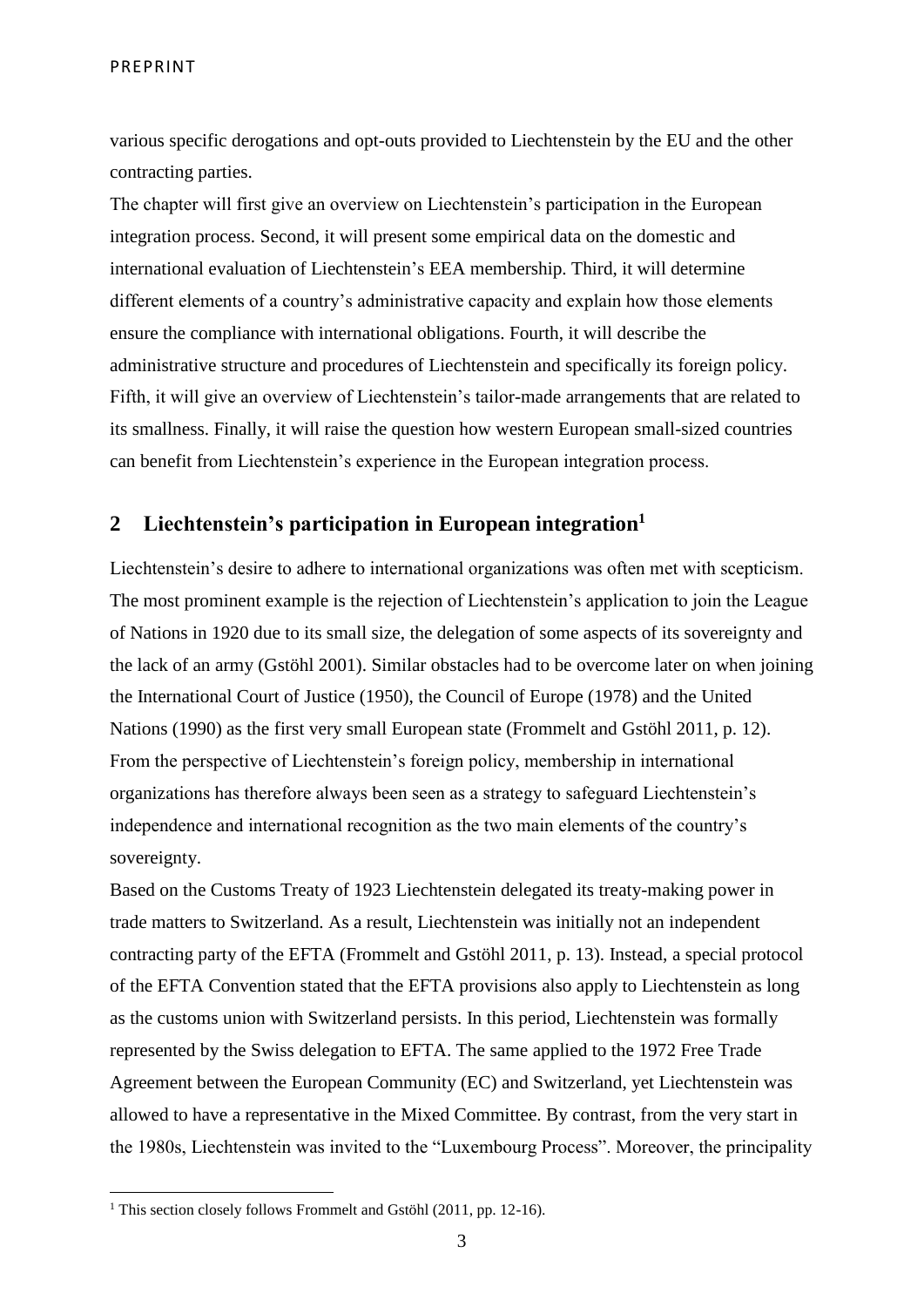various specific derogations and opt-outs provided to Liechtenstein by the EU and the other contracting parties.

The chapter will first give an overview on Liechtenstein's participation in the European integration process. Second, it will present some empirical data on the domestic and international evaluation of Liechtenstein's EEA membership. Third, it will determine different elements of a country's administrative capacity and explain how those elements ensure the compliance with international obligations. Fourth, it will describe the administrative structure and procedures of Liechtenstein and specifically its foreign policy. Fifth, it will give an overview of Liechtenstein's tailor-made arrangements that are related to its smallness. Finally, it will raise the question how western European small-sized countries can benefit from Liechtenstein's experience in the European integration process.

## 2 Liechtenstein's participation in European integration[1]

Liechtenstein's desire to adhere to international organizations was often met with scepticism. The most prominent example is the rejection of Liechtenstein's application to join the League of Nations in 1920 due to its small size, the delegation of some aspects of its sovereignty and the lack of an army (Gstöhl 2001). Similar obstacles had to be overcome later on when joining the International Court of Justice (1950), the Council of Europe (1978) and the United Nations (1990) as the first very small European state (Frommelt and Gstöhl 2011, p. 12). From the perspective of Liechtenstein's foreign policy, membership in international organizations has therefore always been seen as a strategy to safeguard Liechtenstein's independence and international recognition as the two main elements of the country's sovereignty.

Based on the Customs Treaty of 1923 Liechtenstein delegated its treaty-making power in trade matters to Switzerland. As a result, Liechtenstein was initially not an independent contracting party of the EFTA (Frommelt and Gstöhl 2011, p. 13). Instead, a special protocol of the EFTA Convention stated that the EFTA provisions also apply to Liechtenstein as long as the customs union with Switzerland persists. In this period, Liechtenstein was formally represented by the Swiss delegation to EFTA. The same applied to the 1972 Free Trade Agreement between the European Community (EC) and Switzerland, yet Liechtenstein was allowed to have a representative in the Mixed Committee. By contrast, from the very start in the 1980s, Liechtenstein was invited to the "Luxembourg Process". Moreover, the principality

[1] This section closely follows Frommelt and Gstöhl (2011, pp. 12-16).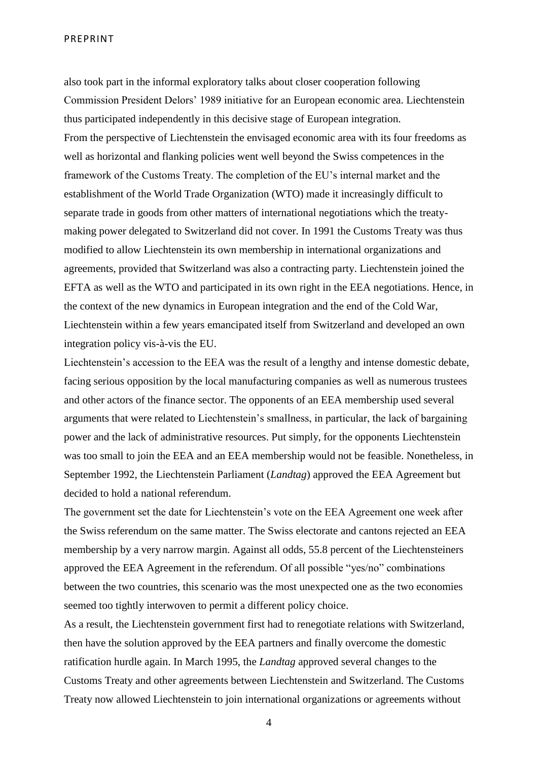also took part in the informal exploratory talks about closer cooperation following Commission President Delors' 1989 initiative for an European economic area. Liechtenstein thus participated independently in this decisive stage of European integration.

From the perspective of Liechtenstein the envisaged economic area with its four freedoms as well as horizontal and flanking policies went well beyond the Swiss competences in the framework of the Customs Treaty. The completion of the EU's internal market and the establishment of the World Trade Organization (WTO) made it increasingly difficult to separate trade in goods from other matters of international negotiations which the treaty-making power delegated to Switzerland did not cover. In 1991 the Customs Treaty was thus modified to allow Liechtenstein its own membership in international organizations and agreements, provided that Switzerland was also a contracting party. Liechtenstein joined the EFTA as well as the WTO and participated in its own right in the EEA negotiations. Hence, in the context of the new dynamics in European integration and the end of the Cold War, Liechtenstein within a few years emancipated itself from Switzerland and developed an own integration policy vis-à-vis the EU.

Liechtenstein's accession to the EEA was the result of a lengthy and intense domestic debate, facing serious opposition by the local manufacturing companies as well as numerous trustees and other actors of the finance sector. The opponents of an EEA membership used several arguments that were related to Liechtenstein's smallness, in particular, the lack of bargaining power and the lack of administrative resources. Put simply, for the opponents Liechtenstein was too small to join the EEA and an EEA membership would not be feasible. Nonetheless, in September 1992, the Liechtenstein Parliament (*Landtag*) approved the EEA Agreement but decided to hold a national referendum.

The government set the date for Liechtenstein's vote on the EEA Agreement one week after the Swiss referendum on the same matter. The Swiss electorate and cantons rejected an EEA membership by a very narrow margin. Against all odds, 55.8 percent of the Liechtensteiners approved the EEA Agreement in the referendum. Of all possible "yes/no" combinations between the two countries, this scenario was the most unexpected one as the two economies seemed too tightly interwoven to permit a different policy choice.

As a result, the Liechtenstein government first had to renegotiate relations with Switzerland, then have the solution approved by the EEA partners and finally overcome the domestic ratification hurdle again. In March 1995, the *Landtag* approved several changes to the Customs Treaty and other agreements between Liechtenstein and Switzerland. The Customs Treaty now allowed Liechtenstein to join international organizations or agreements without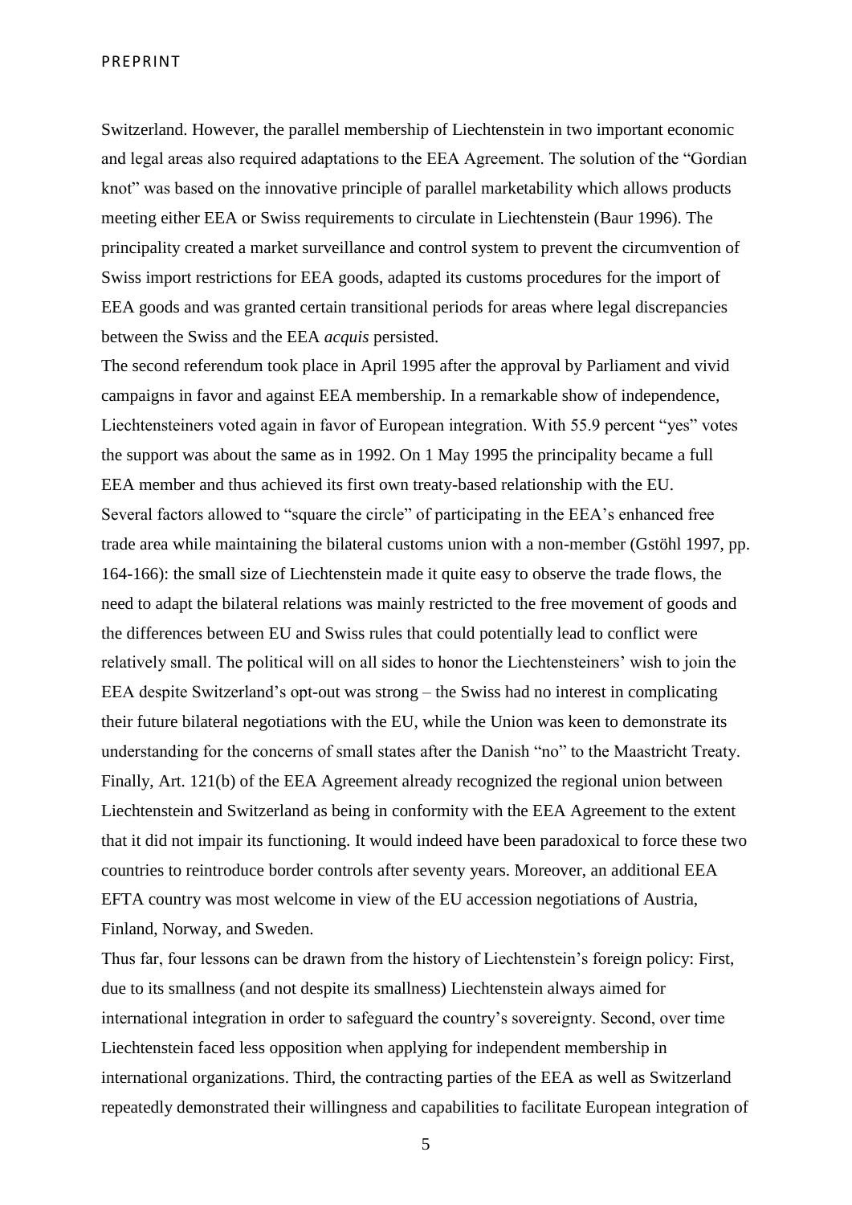Switzerland. However, the parallel membership of Liechtenstein in two important economic and legal areas also required adaptations to the EEA Agreement. The solution of the "Gordian knot" was based on the innovative principle of parallel marketability which allows products meeting either EEA or Swiss requirements to circulate in Liechtenstein (Baur 1996). The principality created a market surveillance and control system to prevent the circumvention of Swiss import restrictions for EEA goods, adapted its customs procedures for the import of EEA goods and was granted certain transitional periods for areas where legal discrepancies between the Swiss and the EEA *acquis* persisted.

The second referendum took place in April 1995 after the approval by Parliament and vivid campaigns in favor and against EEA membership. In a remarkable show of independence, Liechtensteiners voted again in favor of European integration. With 55.9 percent "yes" votes the support was about the same as in 1992. On 1 May 1995 the principality became a full EEA member and thus achieved its first own treaty-based relationship with the EU.

Several factors allowed to "square the circle" of participating in the EEA's enhanced free trade area while maintaining the bilateral customs union with a non-member (Gstöhl 1997, pp. 164-166): the small size of Liechtenstein made it quite easy to observe the trade flows, the need to adapt the bilateral relations was mainly restricted to the free movement of goods and the differences between EU and Swiss rules that could potentially lead to conflict were relatively small. The political will on all sides to honor the Liechtensteiners' wish to join the EEA despite Switzerland's opt-out was strong – the Swiss had no interest in complicating their future bilateral negotiations with the EU, while the Union was keen to demonstrate its understanding for the concerns of small states after the Danish "no" to the Maastricht Treaty. Finally, Art. 121(b) of the EEA Agreement already recognized the regional union between Liechtenstein and Switzerland as being in conformity with the EEA Agreement to the extent that it did not impair its functioning. It would indeed have been paradoxical to force these two countries to reintroduce border controls after seventy years. Moreover, an additional EEA EFTA country was most welcome in view of the EU accession negotiations of Austria, Finland, Norway, and Sweden.

Thus far, four lessons can be drawn from the history of Liechtenstein's foreign policy: First, due to its smallness (and not despite its smallness) Liechtenstein always aimed for international integration in order to safeguard the country's sovereignty. Second, over time Liechtenstein faced less opposition when applying for independent membership in international organizations. Third, the contracting parties of the EEA as well as Switzerland repeatedly demonstrated their willingness and capabilities to facilitate European integration of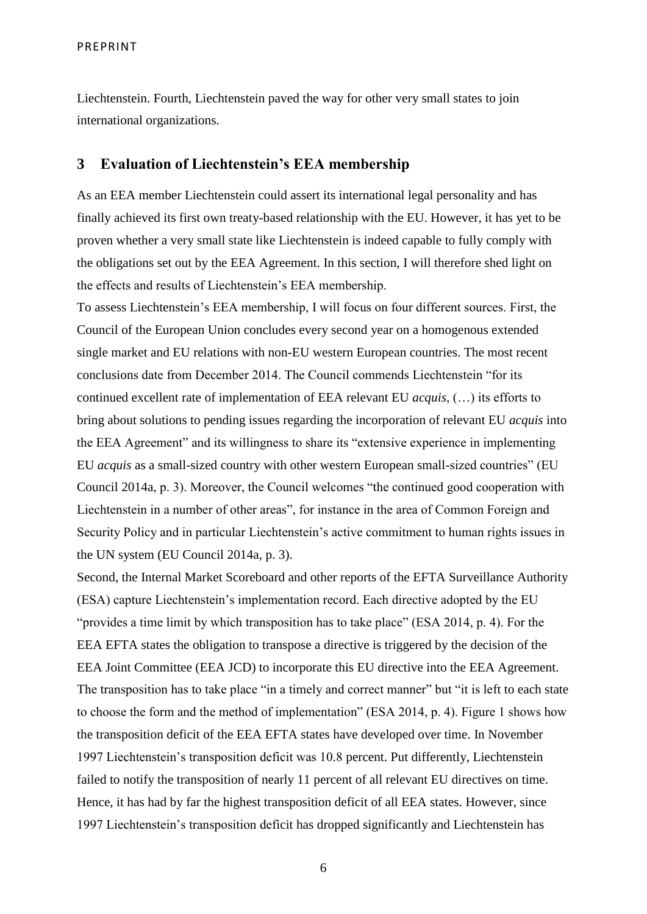Liechtenstein. Fourth, Liechtenstein paved the way for other very small states to join international organizations.

## 3 Evaluation of Liechtenstein's EEA membership

As an EEA member Liechtenstein could assert its international legal personality and has finally achieved its first own treaty-based relationship with the EU. However, it has yet to be proven whether a very small state like Liechtenstein is indeed capable to fully comply with the obligations set out by the EEA Agreement. In this section, I will therefore shed light on the effects and results of Liechtenstein's EEA membership.

To assess Liechtenstein's EEA membership, I will focus on four different sources. First, the Council of the European Union concludes every second year on a homogenous extended single market and EU relations with non-EU western European countries. The most recent conclusions date from December 2014. The Council commends Liechtenstein "for its continued excellent rate of implementation of EEA relevant EU *acquis*, (…) its efforts to bring about solutions to pending issues regarding the incorporation of relevant EU *acquis* into the EEA Agreement" and its willingness to share its "extensive experience in implementing EU *acquis* as a small-sized country with other western European small-sized countries" (EU Council 2014a, p. 3). Moreover, the Council welcomes "the continued good cooperation with Liechtenstein in a number of other areas", for instance in the area of Common Foreign and Security Policy and in particular Liechtenstein's active commitment to human rights issues in the UN system (EU Council 2014a, p. 3).

Second, the Internal Market Scoreboard and other reports of the EFTA Surveillance Authority (ESA) capture Liechtenstein's implementation record. Each directive adopted by the EU "provides a time limit by which transposition has to take place" (ESA 2014, p. 4). For the EEA EFTA states the obligation to transpose a directive is triggered by the decision of the EEA Joint Committee (EEA JCD) to incorporate this EU directive into the EEA Agreement. The transposition has to take place "in a timely and correct manner" but "it is left to each state to choose the form and the method of implementation" (ESA 2014, p. 4). Figure 1 shows how the transposition deficit of the EEA EFTA states have developed over time. In November 1997 Liechtenstein's transposition deficit was 10.8 percent. Put differently, Liechtenstein failed to notify the transposition of nearly 11 percent of all relevant EU directives on time. Hence, it has had by far the highest transposition deficit of all EEA states. However, since 1997 Liechtenstein's transposition deficit has dropped significantly and Liechtenstein has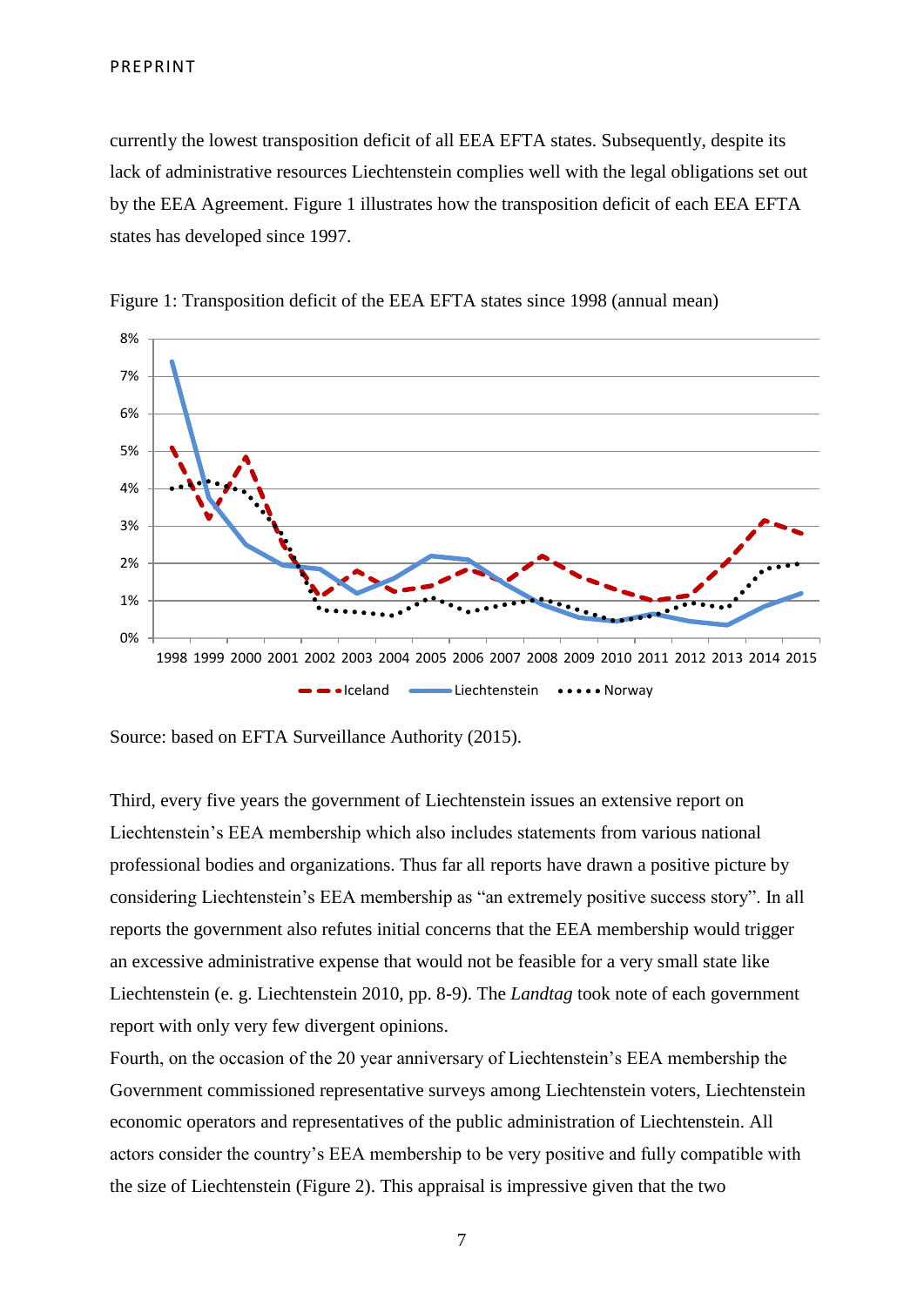currently the lowest transposition deficit of all EEA EFTA states. Subsequently, despite its lack of administrative resources Liechtenstein complies well with the legal obligations set out by the EEA Agreement. Figure 1 illustrates how the transposition deficit of each EEA EFTA states has developed since 1997.

Figure 1: Transposition deficit of the EEA EFTA states since 1998 (annual mean)

Source: based on EFTA Surveillance Authority (2015).

Third, every five years the government of Liechtenstein issues an extensive report on Liechtenstein's EEA membership which also includes statements from various national professional bodies and organizations. Thus far all reports have drawn a positive picture by considering Liechtenstein's EEA membership as "an extremely positive success story". In all reports the government also refutes initial concerns that the EEA membership would trigger an excessive administrative expense that would not be feasible for a very small state like Liechtenstein (e. g. Liechtenstein 2010, pp. 8-9). The *Landtag* took note of each government report with only very few divergent opinions.

Fourth, on the occasion of the 20 year anniversary of Liechtenstein's EEA membership the Government commissioned representative surveys among Liechtenstein voters, Liechtenstein economic operators and representatives of the public administration of Liechtenstein. All actors consider the country's EEA membership to be very positive and fully compatible with the size of Liechtenstein (Figure 2). This appraisal is impressive given that the two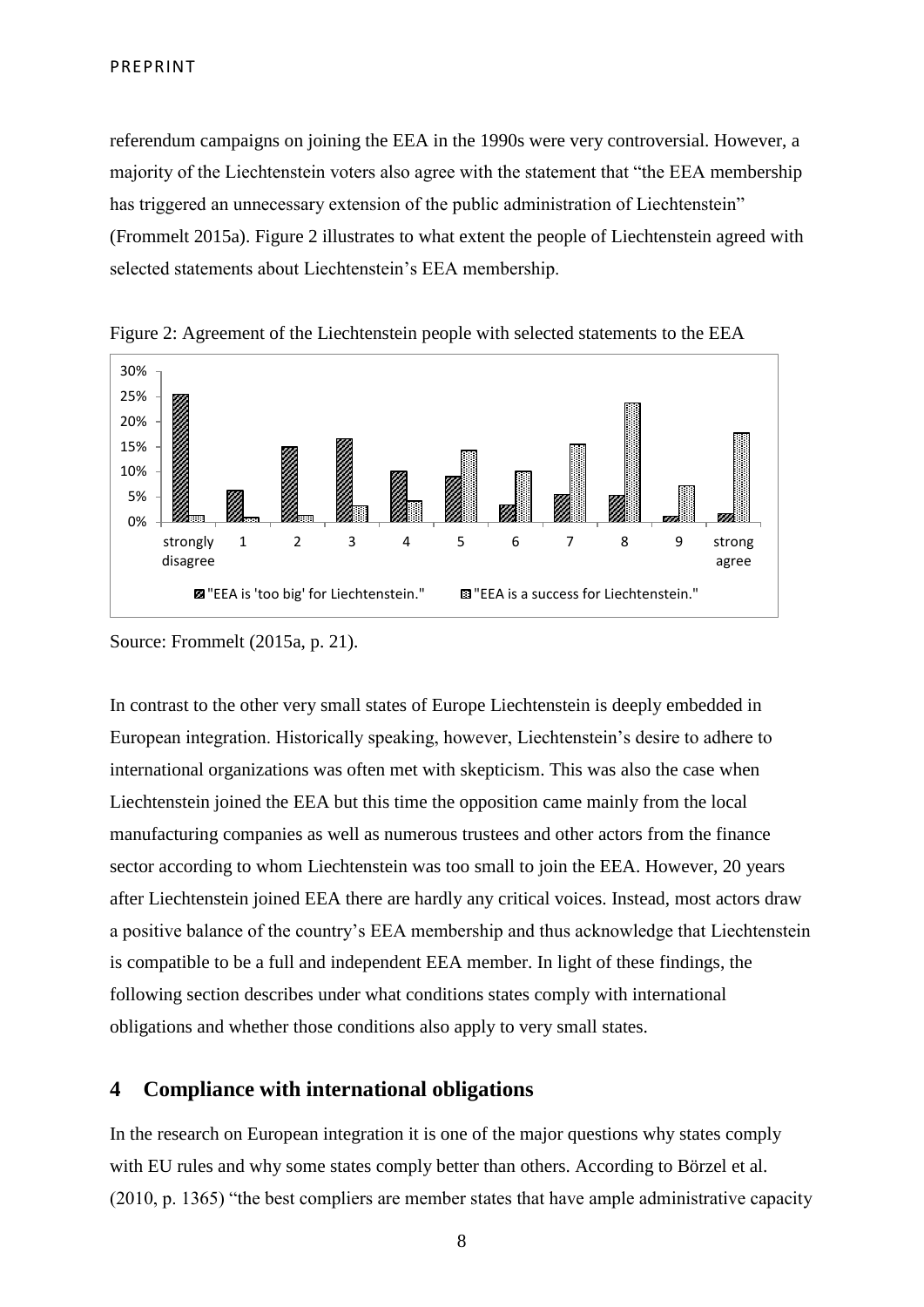referendum campaigns on joining the EEA in the 1990s were very controversial. However, a majority of the Liechtenstein voters also agree with the statement that "the EEA membership has triggered an unnecessary extension of the public administration of Liechtenstein" (Frommelt 2015a). Figure 2 illustrates to what extent the people of Liechtenstein agreed with selected statements about Liechtenstein's EEA membership.

Figure 2: Agreement of the Liechtenstein people with selected statements to the EEA

Source: Frommelt (2015a, p. 21).

In contrast to the other very small states of Europe Liechtenstein is deeply embedded in European integration. Historically speaking, however, Liechtenstein's desire to adhere to international organizations was often met with skepticism. This was also the case when Liechtenstein joined the EEA but this time the opposition came mainly from the local manufacturing companies as well as numerous trustees and other actors from the finance sector according to whom Liechtenstein was too small to join the EEA. However, 20 years after Liechtenstein joined EEA there are hardly any critical voices. Instead, most actors draw a positive balance of the country's EEA membership and thus acknowledge that Liechtenstein is compatible to be a full and independent EEA member. In light of these findings, the following section describes under what conditions states comply with international obligations and whether those conditions also apply to very small states.

## 4 Compliance with international obligations

In the research on European integration it is one of the major questions why states comply with EU rules and why some states comply better than others. According to Börzel et al. (2010, p. 1365) "the best compliers are member states that have ample administrative capacity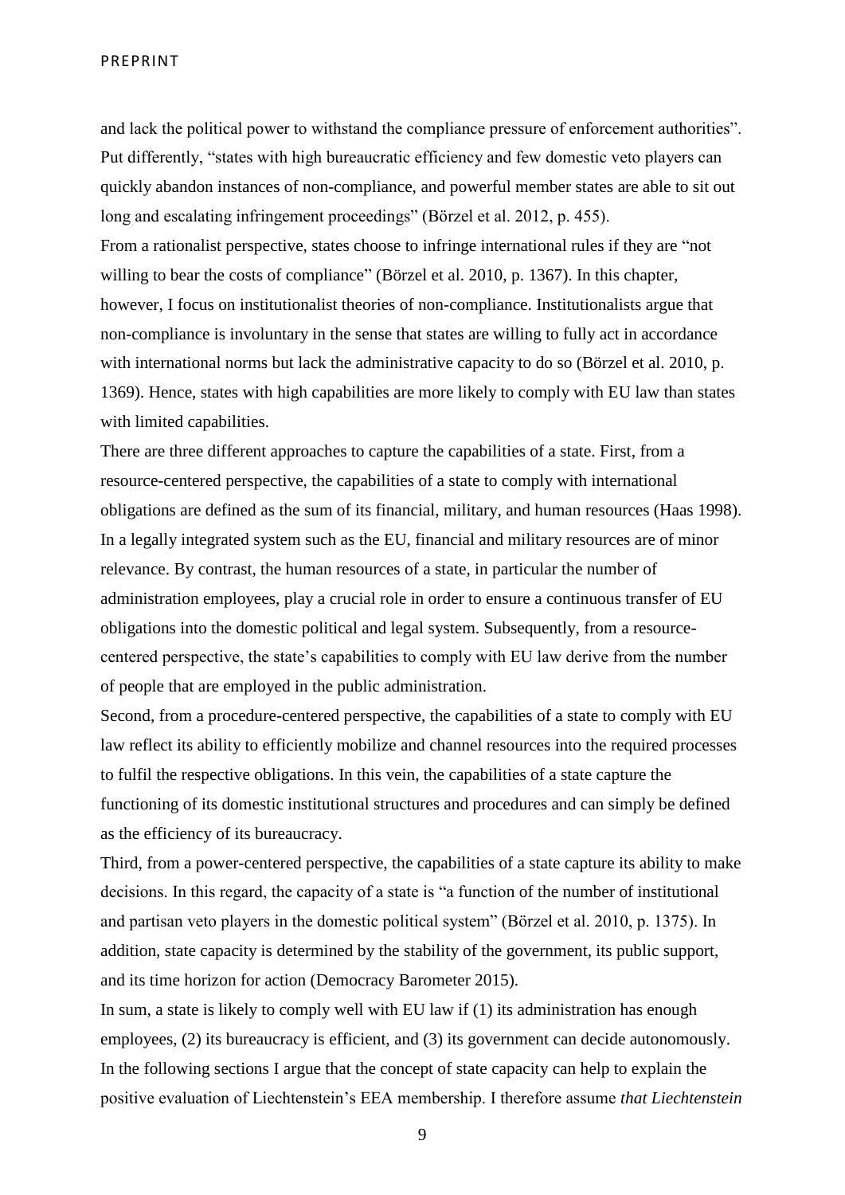and lack the political power to withstand the compliance pressure of enforcement authorities". Put differently, "states with high bureaucratic efficiency and few domestic veto players can quickly abandon instances of non-compliance, and powerful member states are able to sit out long and escalating infringement proceedings" (Börzel et al. 2012, p. 455).

From a rationalist perspective, states choose to infringe international rules if they are "not willing to bear the costs of compliance" (Börzel et al. 2010, p. 1367). In this chapter, however, I focus on institutionalist theories of non-compliance. Institutionalists argue that non-compliance is involuntary in the sense that states are willing to fully act in accordance with international norms but lack the administrative capacity to do so (Börzel et al. 2010, p. 1369). Hence, states with high capabilities are more likely to comply with EU law than states with limited capabilities.

There are three different approaches to capture the capabilities of a state. First, from a resource-centered perspective, the capabilities of a state to comply with international obligations are defined as the sum of its financial, military, and human resources (Haas 1998). In a legally integrated system such as the EU, financial and military resources are of minor relevance. By contrast, the human resources of a state, in particular the number of administration employees, play a crucial role in order to ensure a continuous transfer of EU obligations into the domestic political and legal system. Subsequently, from a resource-centered perspective, the state's capabilities to comply with EU law derive from the number of people that are employed in the public administration.

Second, from a procedure-centered perspective, the capabilities of a state to comply with EU law reflect its ability to efficiently mobilize and channel resources into the required processes to fulfil the respective obligations. In this vein, the capabilities of a state capture the functioning of its domestic institutional structures and procedures and can simply be defined as the efficiency of its bureaucracy.

Third, from a power-centered perspective, the capabilities of a state capture its ability to make decisions. In this regard, the capacity of a state is "a function of the number of institutional and partisan veto players in the domestic political system" (Börzel et al. 2010, p. 1375). In addition, state capacity is determined by the stability of the government, its public support, and its time horizon for action (Democracy Barometer 2015).

In sum, a state is likely to comply well with EU law if (1) its administration has enough employees, (2) its bureaucracy is efficient, and (3) its government can decide autonomously. In the following sections I argue that the concept of state capacity can help to explain the positive evaluation of Liechtenstein's EEA membership. I therefore assume *that Liechtenstein*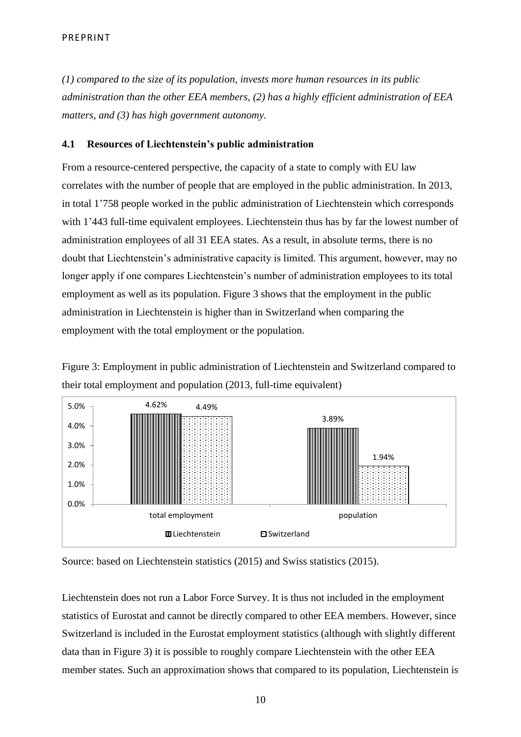*(1) compared to the size of its population, invests more human resources in its public administration than the other EEA members, (2) has a highly efficient administration of EEA matters, and (3) has high government autonomy.*

### 4.1 Resources of Liechtenstein's public administration

From a resource-centered perspective, the capacity of a state to comply with EU law correlates with the number of people that are employed in the public administration. In 2013, in total 1'758 people worked in the public administration of Liechtenstein which corresponds with 1'443 full-time equivalent employees. Liechtenstein thus has by far the lowest number of administration employees of all 31 EEA states. As a result, in absolute terms, there is no doubt that Liechtenstein's administrative capacity is limited. This argument, however, may no longer apply if one compares Liechtenstein's number of administration employees to its total employment as well as its population. Figure 3 shows that the employment in the public administration in Liechtenstein is higher than in Switzerland when comparing the employment with the total employment or the population.

Figure 3: Employment in public administration of Liechtenstein and Switzerland compared to their total employment and population (2013, full-time equivalent)

| | Liechtenstein | Switzerland |
|---|---|---|
| total employment | 4.62% | 4.49% |
| population | 3.89% | 1.94% |

Source: based on Liechtenstein statistics (2015) and Swiss statistics (2015).

Liechtenstein does not run a Labor Force Survey. It is thus not included in the employment statistics of Eurostat and cannot be directly compared to other EEA members. However, since Switzerland is included in the Eurostat employment statistics (although with slightly different data than in Figure 3) it is possible to roughly compare Liechtenstein with the other EEA member states. Such an approximation shows that compared to its population, Liechtenstein is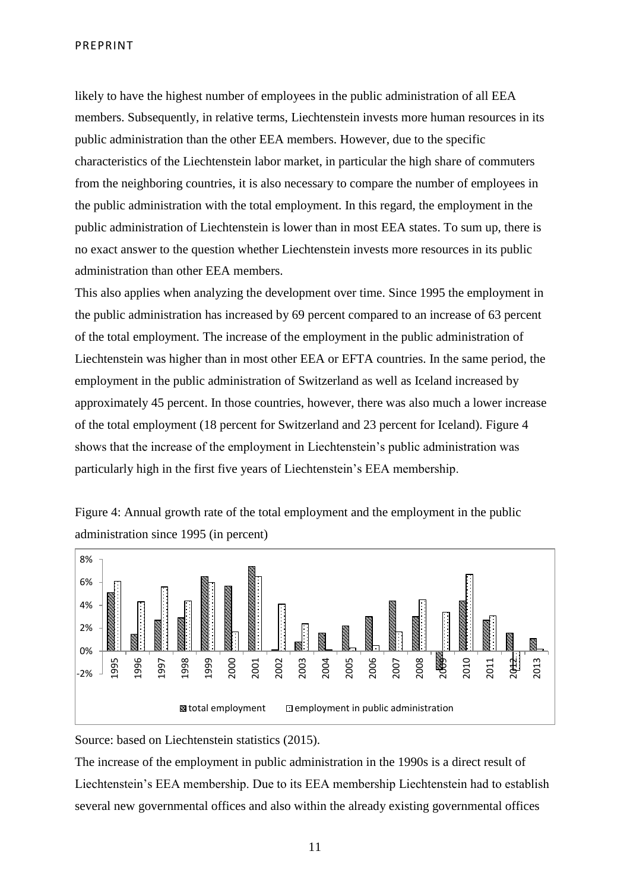likely to have the highest number of employees in the public administration of all EEA members. Subsequently, in relative terms, Liechtenstein invests more human resources in its public administration than the other EEA members. However, due to the specific characteristics of the Liechtenstein labor market, in particular the high share of commuters from the neighboring countries, it is also necessary to compare the number of employees in the public administration with the total employment. In this regard, the employment in the public administration of Liechtenstein is lower than in most EEA states. To sum up, there is no exact answer to the question whether Liechtenstein invests more resources in its public administration than other EEA members.

This also applies when analyzing the development over time. Since 1995 the employment in the public administration has increased by 69 percent compared to an increase of 63 percent of the total employment. The increase of the employment in the public administration of Liechtenstein was higher than in most other EEA or EFTA countries. In the same period, the employment in the public administration of Switzerland as well as Iceland increased by approximately 45 percent. In those countries, however, there was also much a lower increase of the total employment (18 percent for Switzerland and 23 percent for Iceland). Figure 4 shows that the increase of the employment in Liechtenstein's public administration was particularly high in the first five years of Liechtenstein's EEA membership.

Figure 4: Annual growth rate of the total employment and the employment in the public administration since 1995 (in percent)

Source: based on Liechtenstein statistics (2015).

The increase of the employment in public administration in the 1990s is a direct result of Liechtenstein's EEA membership. Due to its EEA membership Liechtenstein had to establish several new governmental offices and also within the already existing governmental offices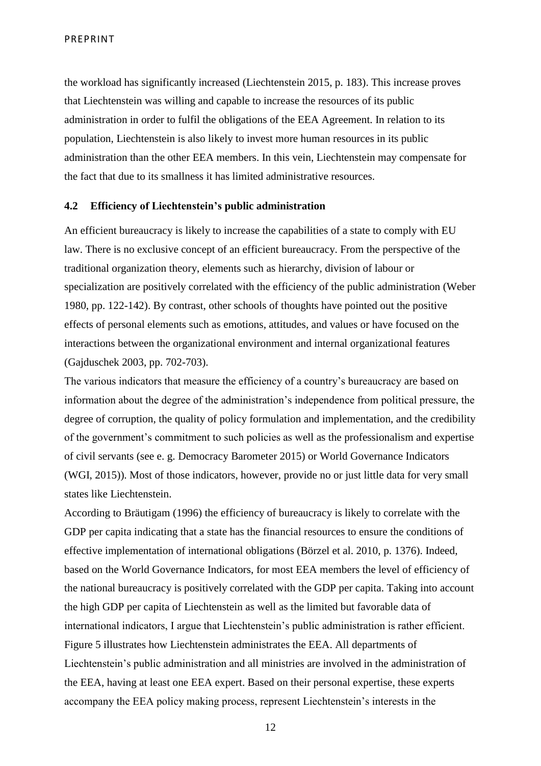the workload has significantly increased (Liechtenstein 2015, p. 183). This increase proves that Liechtenstein was willing and capable to increase the resources of its public administration in order to fulfil the obligations of the EEA Agreement. In relation to its population, Liechtenstein is also likely to invest more human resources in its public administration than the other EEA members. In this vein, Liechtenstein may compensate for the fact that due to its smallness it has limited administrative resources.

### 4.2 Efficiency of Liechtenstein's public administration

An efficient bureaucracy is likely to increase the capabilities of a state to comply with EU law. There is no exclusive concept of an efficient bureaucracy. From the perspective of the traditional organization theory, elements such as hierarchy, division of labour or specialization are positively correlated with the efficiency of the public administration (Weber 1980, pp. 122-142). By contrast, other schools of thoughts have pointed out the positive effects of personal elements such as emotions, attitudes, and values or have focused on the interactions between the organizational environment and internal organizational features (Gajduschek 2003, pp. 702-703).

The various indicators that measure the efficiency of a country's bureaucracy are based on information about the degree of the administration's independence from political pressure, the degree of corruption, the quality of policy formulation and implementation, and the credibility of the government's commitment to such policies as well as the professionalism and expertise of civil servants (see e. g. Democracy Barometer 2015) or World Governance Indicators (WGI, 2015)). Most of those indicators, however, provide no or just little data for very small states like Liechtenstein.

According to Bräutigam (1996) the efficiency of bureaucracy is likely to correlate with the GDP per capita indicating that a state has the financial resources to ensure the conditions of effective implementation of international obligations (Börzel et al. 2010, p. 1376). Indeed, based on the World Governance Indicators, for most EEA members the level of efficiency of the national bureaucracy is positively correlated with the GDP per capita. Taking into account the high GDP per capita of Liechtenstein as well as the limited but favorable data of international indicators, I argue that Liechtenstein's public administration is rather efficient.

Figure 5 illustrates how Liechtenstein administrates the EEA. All departments of Liechtenstein's public administration and all ministries are involved in the administration of the EEA, having at least one EEA expert. Based on their personal expertise, these experts accompany the EEA policy making process, represent Liechtenstein's interests in the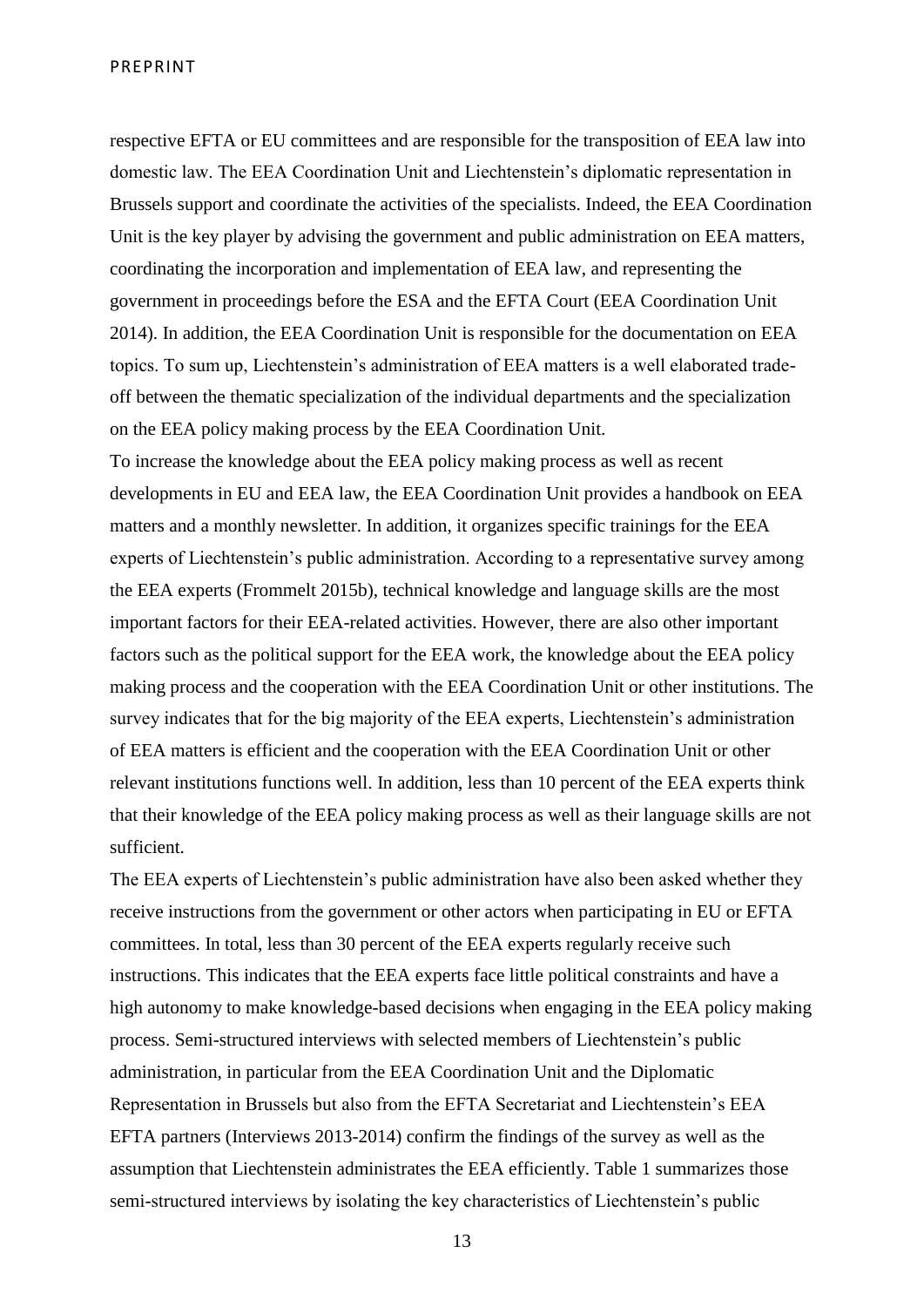respective EFTA or EU committees and are responsible for the transposition of EEA law into domestic law. The EEA Coordination Unit and Liechtenstein's diplomatic representation in Brussels support and coordinate the activities of the specialists. Indeed, the EEA Coordination Unit is the key player by advising the government and public administration on EEA matters, coordinating the incorporation and implementation of EEA law, and representing the government in proceedings before the ESA and the EFTA Court (EEA Coordination Unit 2014). In addition, the EEA Coordination Unit is responsible for the documentation on EEA topics. To sum up, Liechtenstein's administration of EEA matters is a well elaborated trade-off between the thematic specialization of the individual departments and the specialization on the EEA policy making process by the EEA Coordination Unit.

To increase the knowledge about the EEA policy making process as well as recent developments in EU and EEA law, the EEA Coordination Unit provides a handbook on EEA matters and a monthly newsletter. In addition, it organizes specific trainings for the EEA experts of Liechtenstein's public administration. According to a representative survey among the EEA experts (Frommelt 2015b), technical knowledge and language skills are the most important factors for their EEA-related activities. However, there are also other important factors such as the political support for the EEA work, the knowledge about the EEA policy making process and the cooperation with the EEA Coordination Unit or other institutions. The survey indicates that for the big majority of the EEA experts, Liechtenstein's administration of EEA matters is efficient and the cooperation with the EEA Coordination Unit or other relevant institutions functions well. In addition, less than 10 percent of the EEA experts think that their knowledge of the EEA policy making process as well as their language skills are not sufficient.

The EEA experts of Liechtenstein's public administration have also been asked whether they receive instructions from the government or other actors when participating in EU or EFTA committees. In total, less than 30 percent of the EEA experts regularly receive such instructions. This indicates that the EEA experts face little political constraints and have a high autonomy to make knowledge-based decisions when engaging in the EEA policy making process. Semi-structured interviews with selected members of Liechtenstein's public administration, in particular from the EEA Coordination Unit and the Diplomatic Representation in Brussels but also from the EFTA Secretariat and Liechtenstein's EEA EFTA partners (Interviews 2013-2014) confirm the findings of the survey as well as the assumption that Liechtenstein administrates the EEA efficiently. Table 1 summarizes those semi-structured interviews by isolating the key characteristics of Liechtenstein's public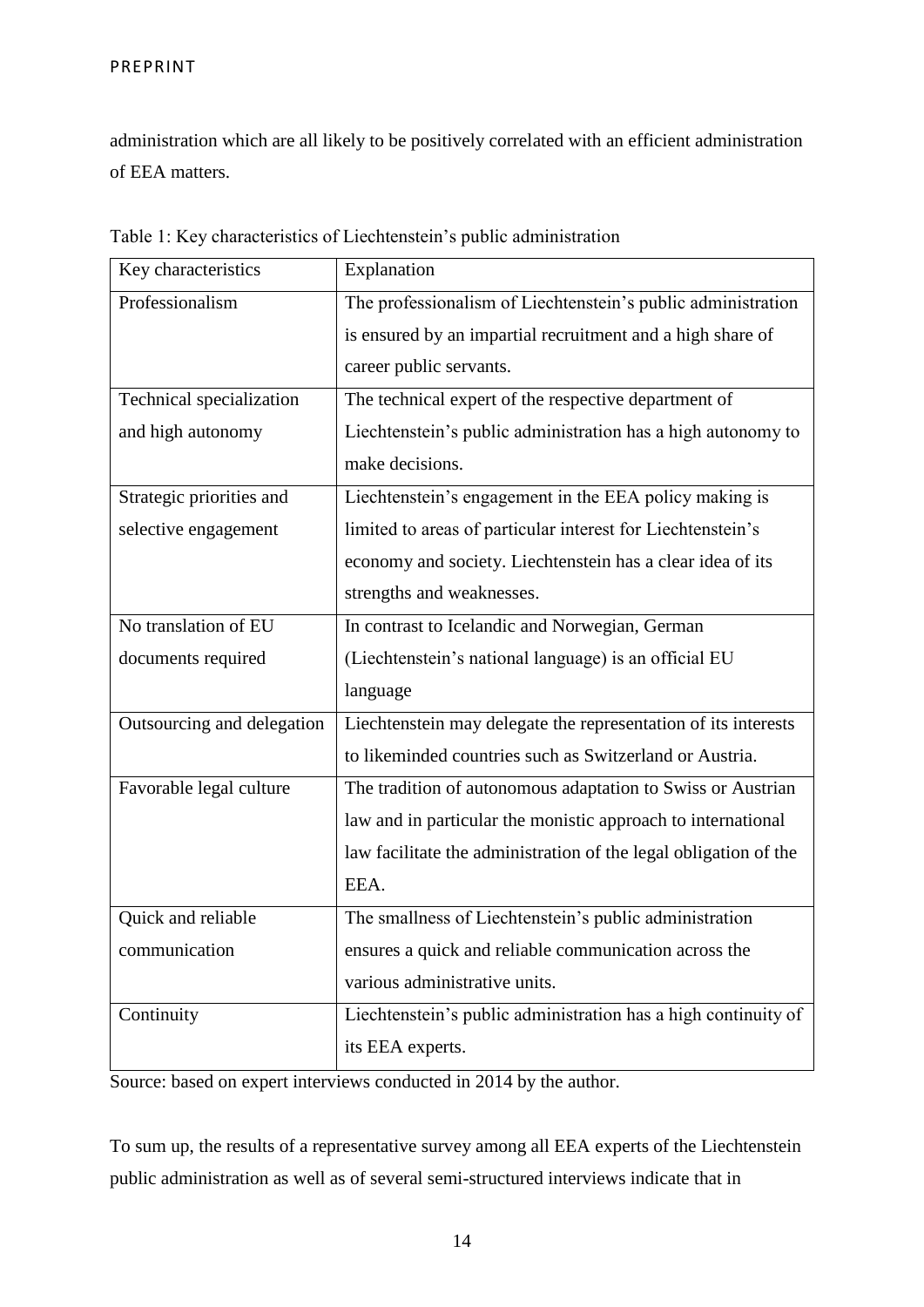administration which are all likely to be positively correlated with an efficient administration of EEA matters.

Table 1: Key characteristics of Liechtenstein's public administration

| Key characteristics | Explanation |
| --- | --- |
| Professionalism | The professionalism of Liechtenstein's public administration is ensured by an impartial recruitment and a high share of career public servants. |
| Technical specialization and high autonomy | The technical expert of the respective department of Liechtenstein's public administration has a high autonomy to make decisions. |
| Strategic priorities and selective engagement | Liechtenstein's engagement in the EEA policy making is limited to areas of particular interest for Liechtenstein's economy and society. Liechtenstein has a clear idea of its strengths and weaknesses. |
| No translation of EU documents required | In contrast to Icelandic and Norwegian, German (Liechtenstein's national language) is an official EU language |
| Outsourcing and delegation | Liechtenstein may delegate the representation of its interests to likeminded countries such as Switzerland or Austria. |
| Favorable legal culture | The tradition of autonomous adaptation to Swiss or Austrian law and in particular the monistic approach to international law facilitate the administration of the legal obligation of the EEA. |
| Quick and reliable communication | The smallness of Liechtenstein's public administration ensures a quick and reliable communication across the various administrative units. |
| Continuity | Liechtenstein's public administration has a high continuity of its EEA experts. |

Source: based on expert interviews conducted in 2014 by the author.

To sum up, the results of a representative survey among all EEA experts of the Liechtenstein public administration as well as of several semi-structured interviews indicate that in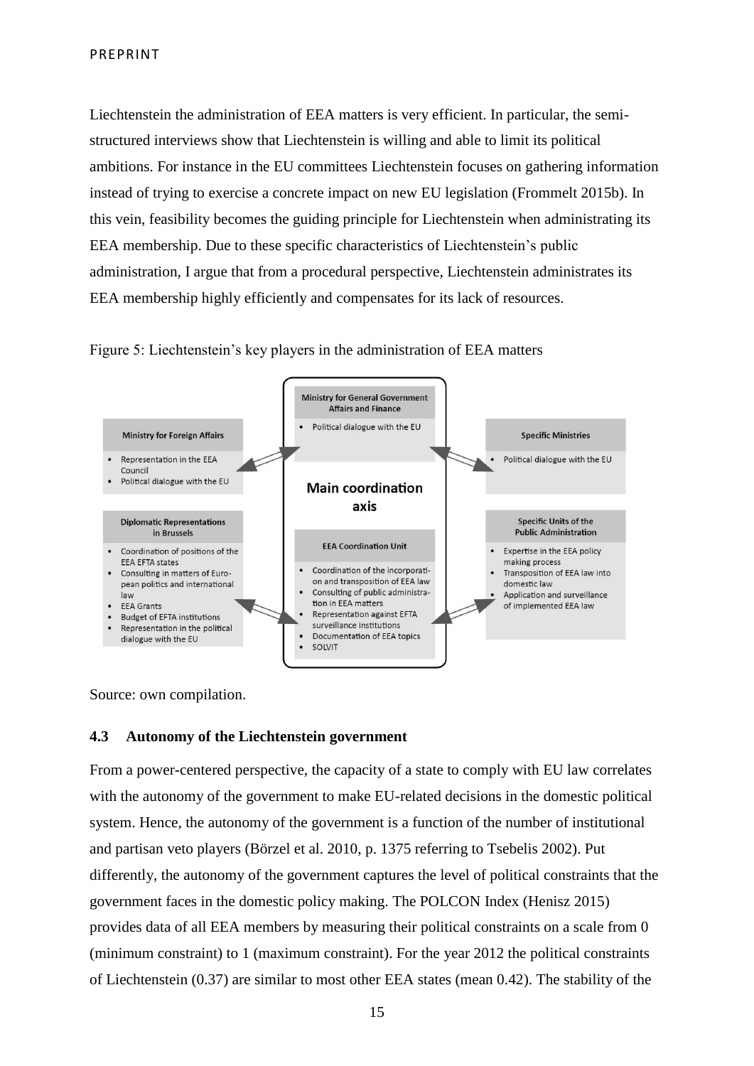Liechtenstein the administration of EEA matters is very efficient. In particular, the semi-structured interviews show that Liechtenstein is willing and able to limit its political ambitions. For instance in the EU committees Liechtenstein focuses on gathering information instead of trying to exercise a concrete impact on new EU legislation (Frommelt 2015b). In this vein, feasibility becomes the guiding principle for Liechtenstein when administrating its EEA membership. Due to these specific characteristics of Liechtenstein's public administration, I argue that from a procedural perspective, Liechtenstein administrates its EEA membership highly efficiently and compensates for its lack of resources.

Figure 5: Liechtenstein's key players in the administration of EEA matters

**Main coordination axis**

**Ministry for General Government Affairs and Finance**
- Political dialogue with the EU

**EEA Coordination Unit**
- Coordination of the incorporation and transposition of EEA law
- Consulting of public administration in EEA matters
- Representation against EFTA surveillance institutions
- Documentation of EEA topics
- SOLVIT

**Ministry for Foreign Affairs**
- Representation in the EEA Council
- Political dialogue with the EU

**Diplomatic Representations in Brussels**
- Coordination of positions of the EEA EFTA states
- Consulting in matters of European politics and international law
- EEA Grants
- Budget of EFTA institutions
- Representation in the political dialogue with the EU

**Specific Ministries**
- Political dialogue with the EU

**Specific Units of the Public Administration**
- Expertise in the EEA policy making process
- Transposition of EEA law into domestic law
- Application and surveillance of implemented EEA law

Source: own compilation.

### 4.3 Autonomy of the Liechtenstein government

From a power-centered perspective, the capacity of a state to comply with EU law correlates with the autonomy of the government to make EU-related decisions in the domestic political system. Hence, the autonomy of the government is a function of the number of institutional and partisan veto players (Börzel et al. 2010, p. 1375 referring to Tsebelis 2002). Put differently, the autonomy of the government captures the level of political constraints that the government faces in the domestic policy making. The POLCON Index (Henisz 2015) provides data of all EEA members by measuring their political constraints on a scale from 0 (minimum constraint) to 1 (maximum constraint). For the year 2012 the political constraints of Liechtenstein (0.37) are similar to most other EEA states (mean 0.42). The stability of the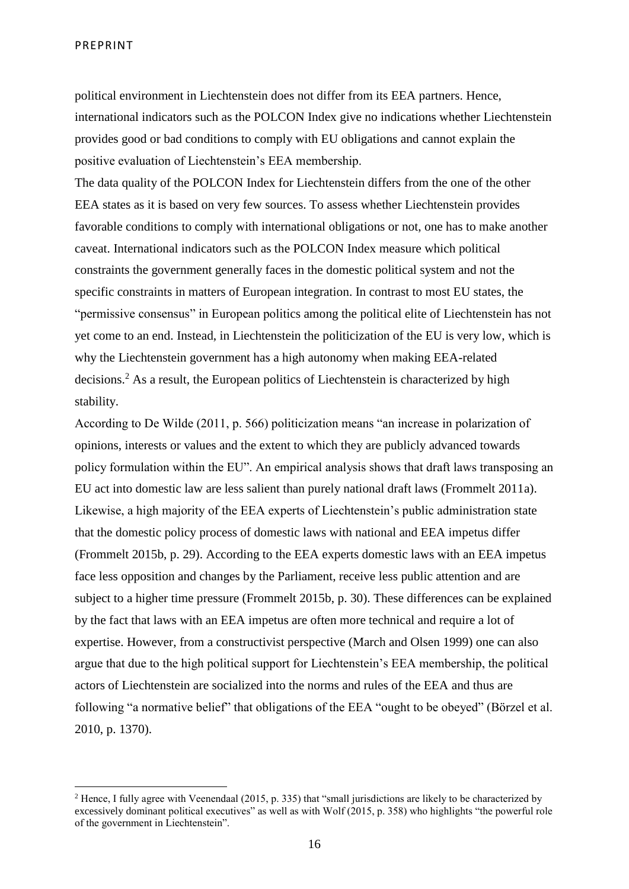political environment in Liechtenstein does not differ from its EEA partners. Hence, international indicators such as the POLCON Index give no indications whether Liechtenstein provides good or bad conditions to comply with EU obligations and cannot explain the positive evaluation of Liechtenstein's EEA membership.

The data quality of the POLCON Index for Liechtenstein differs from the one of the other EEA states as it is based on very few sources. To assess whether Liechtenstein provides favorable conditions to comply with international obligations or not, one has to make another caveat. International indicators such as the POLCON Index measure which political constraints the government generally faces in the domestic political system and not the specific constraints in matters of European integration. In contrast to most EU states, the "permissive consensus" in European politics among the political elite of Liechtenstein has not yet come to an end. Instead, in Liechtenstein the politicization of the EU is very low, which is why the Liechtenstein government has a high autonomy when making EEA-related decisions.[2] As a result, the European politics of Liechtenstein is characterized by high stability.

According to De Wilde (2011, p. 566) politicization means "an increase in polarization of opinions, interests or values and the extent to which they are publicly advanced towards policy formulation within the EU". An empirical analysis shows that draft laws transposing an EU act into domestic law are less salient than purely national draft laws (Frommelt 2011a). Likewise, a high majority of the EEA experts of Liechtenstein's public administration state that the domestic policy process of domestic laws with national and EEA impetus differ (Frommelt 2015b, p. 29). According to the EEA experts domestic laws with an EEA impetus face less opposition and changes by the Parliament, receive less public attention and are subject to a higher time pressure (Frommelt 2015b, p. 30). These differences can be explained by the fact that laws with an EEA impetus are often more technical and require a lot of expertise. However, from a constructivist perspective (March and Olsen 1999) one can also argue that due to the high political support for Liechtenstein's EEA membership, the political actors of Liechtenstein are socialized into the norms and rules of the EEA and thus are following "a normative belief" that obligations of the EEA "ought to be obeyed" (Börzel et al. 2010, p. 1370).

[2] Hence, I fully agree with Veenendaal (2015, p. 335) that "small jurisdictions are likely to be characterized by excessively dominant political executives" as well as with Wolf (2015, p. 358) who highlights "the powerful role of the government in Liechtenstein".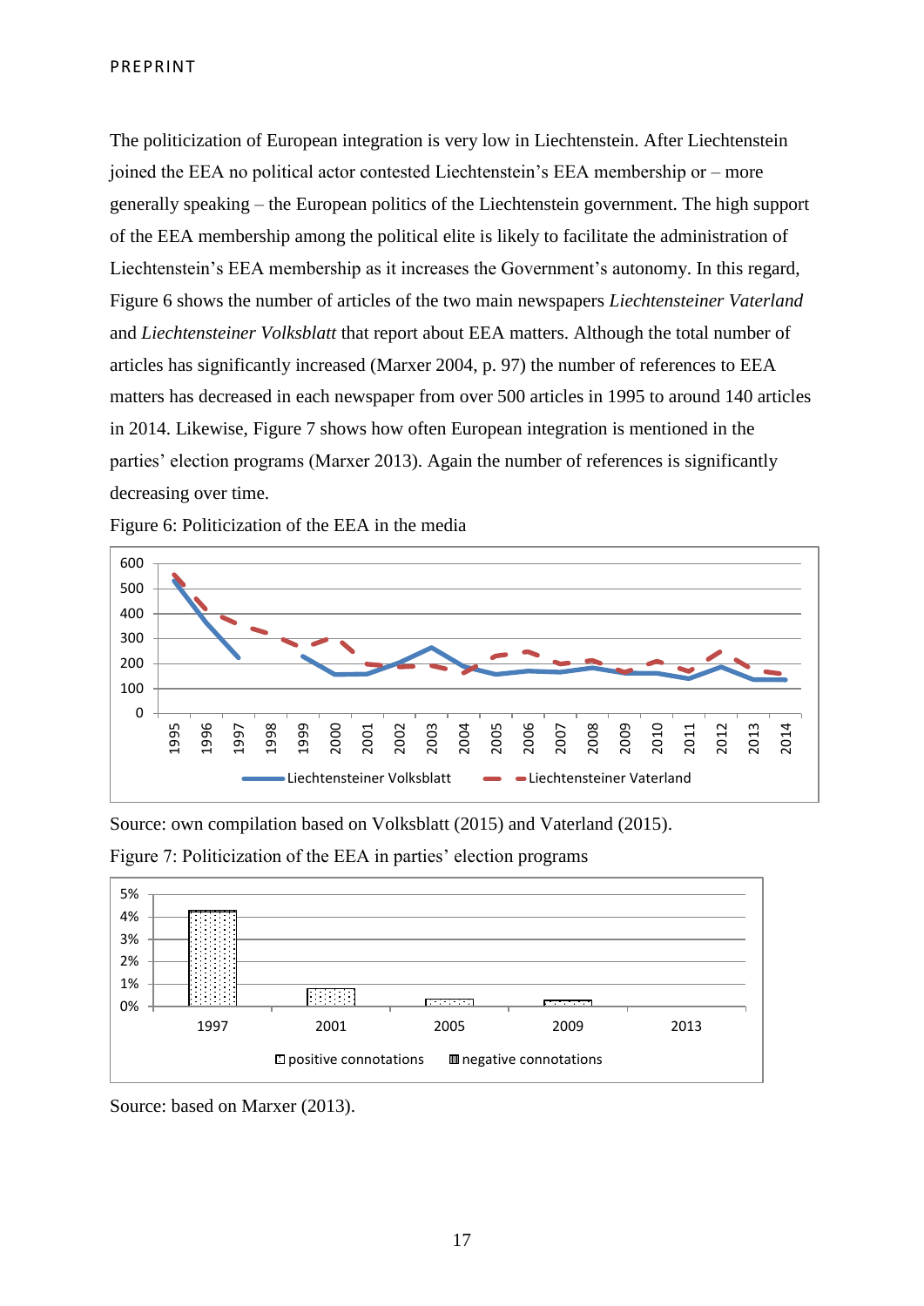The politicization of European integration is very low in Liechtenstein. After Liechtenstein joined the EEA no political actor contested Liechtenstein's EEA membership or – more generally speaking – the European politics of the Liechtenstein government. The high support of the EEA membership among the political elite is likely to facilitate the administration of Liechtenstein's EEA membership as it increases the Government's autonomy. In this regard, Figure 6 shows the number of articles of the two main newspapers *Liechtensteiner Vaterland* and *Liechtensteiner Volksblatt* that report about EEA matters. Although the total number of articles has significantly increased (Marxer 2004, p. 97) the number of references to EEA matters has decreased in each newspaper from over 500 articles in 1995 to around 140 articles in 2014. Likewise, Figure 7 shows how often European integration is mentioned in the parties' election programs (Marxer 2013). Again the number of references is significantly decreasing over time.

Figure 6: Politicization of the EEA in the media

Source: own compilation based on Volksblatt (2015) and Vaterland (2015).

Figure 7: Politicization of the EEA in parties' election programs

Source: based on Marxer (2013).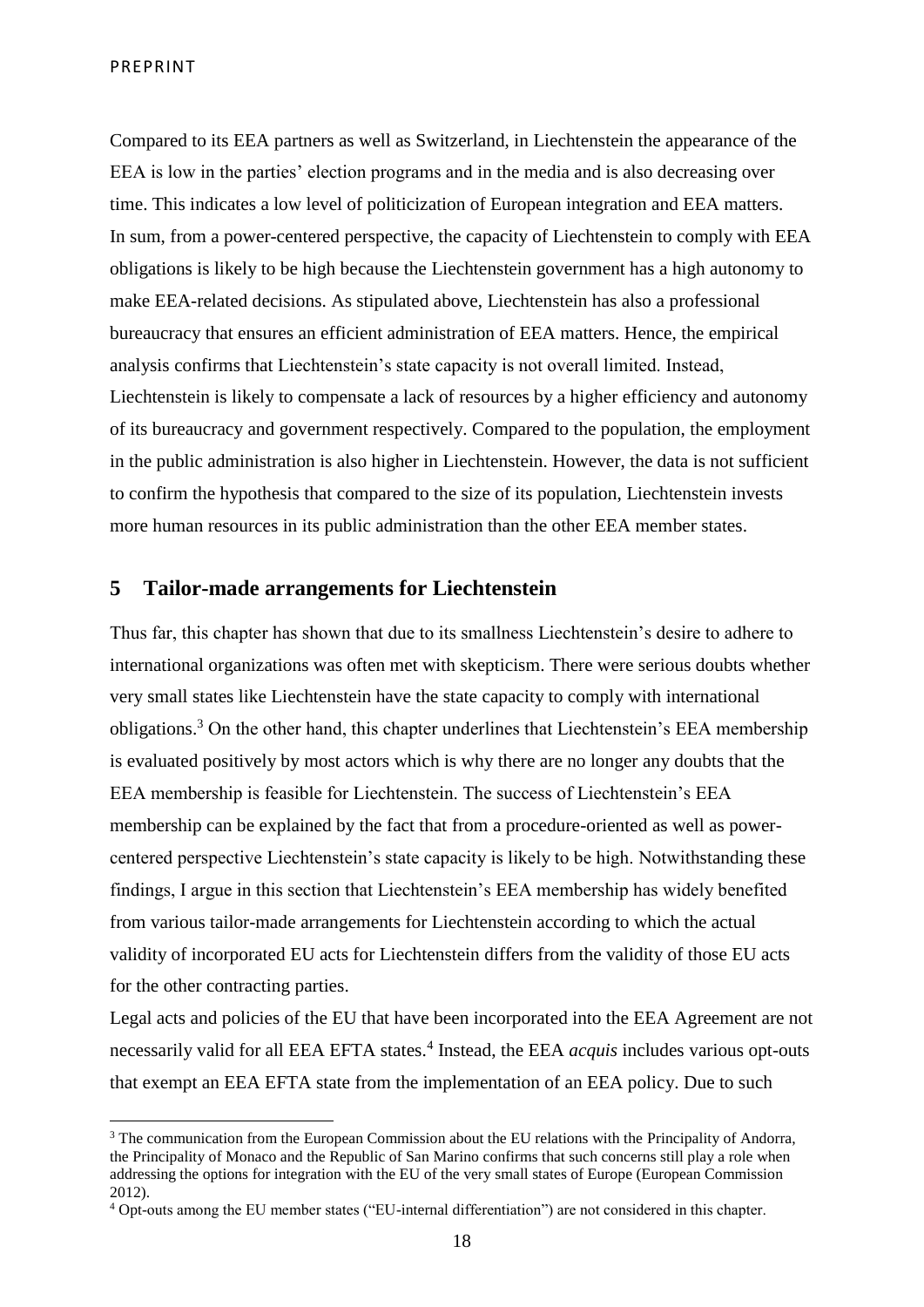Compared to its EEA partners as well as Switzerland, in Liechtenstein the appearance of the EEA is low in the parties' election programs and in the media and is also decreasing over time. This indicates a low level of politicization of European integration and EEA matters. In sum, from a power-centered perspective, the capacity of Liechtenstein to comply with EEA obligations is likely to be high because the Liechtenstein government has a high autonomy to make EEA-related decisions. As stipulated above, Liechtenstein has also a professional bureaucracy that ensures an efficient administration of EEA matters. Hence, the empirical analysis confirms that Liechtenstein's state capacity is not overall limited. Instead, Liechtenstein is likely to compensate a lack of resources by a higher efficiency and autonomy of its bureaucracy and government respectively. Compared to the population, the employment in the public administration is also higher in Liechtenstein. However, the data is not sufficient to confirm the hypothesis that compared to the size of its population, Liechtenstein invests more human resources in its public administration than the other EEA member states.

## 5 Tailor-made arrangements for Liechtenstein

Thus far, this chapter has shown that due to its smallness Liechtenstein's desire to adhere to international organizations was often met with skepticism. There were serious doubts whether very small states like Liechtenstein have the state capacity to comply with international obligations.[3] On the other hand, this chapter underlines that Liechtenstein's EEA membership is evaluated positively by most actors which is why there are no longer any doubts that the EEA membership is feasible for Liechtenstein. The success of Liechtenstein's EEA membership can be explained by the fact that from a procedure-oriented as well as power-centered perspective Liechtenstein's state capacity is likely to be high. Notwithstanding these findings, I argue in this section that Liechtenstein's EEA membership has widely benefited from various tailor-made arrangements for Liechtenstein according to which the actual validity of incorporated EU acts for Liechtenstein differs from the validity of those EU acts for the other contracting parties.

Legal acts and policies of the EU that have been incorporated into the EEA Agreement are not necessarily valid for all EEA EFTA states.[4] Instead, the EEA *acquis* includes various opt-outs that exempt an EEA EFTA state from the implementation of an EEA policy. Due to such

[3] The communication from the European Commission about the EU relations with the Principality of Andorra, the Principality of Monaco and the Republic of San Marino confirms that such concerns still play a role when addressing the options for integration with the EU of the very small states of Europe (European Commission 2012).

[4] Opt-outs among the EU member states ("EU-internal differentiation") are not considered in this chapter.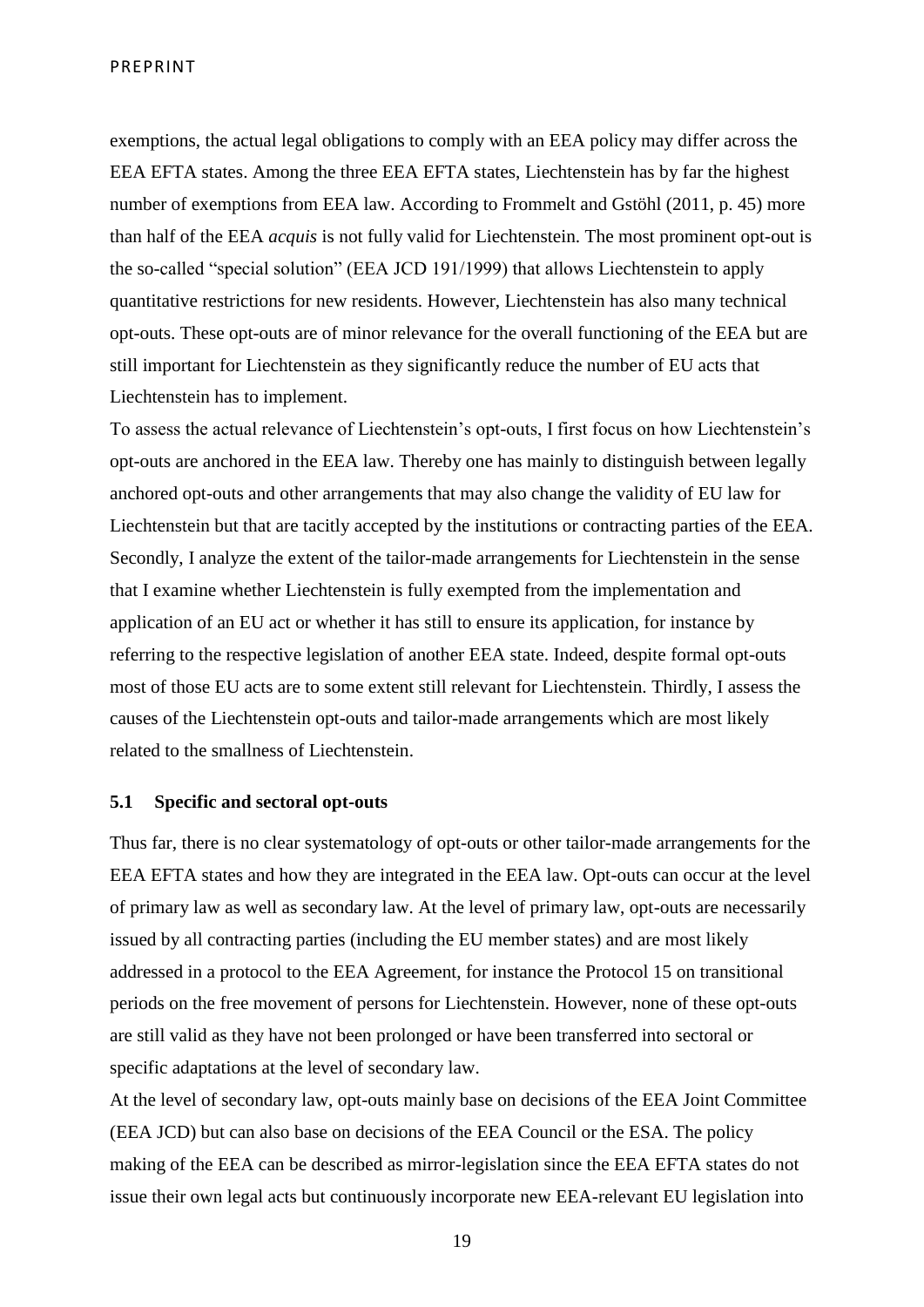exemptions, the actual legal obligations to comply with an EEA policy may differ across the EEA EFTA states. Among the three EEA EFTA states, Liechtenstein has by far the highest number of exemptions from EEA law. According to Frommelt and Gstöhl (2011, p. 45) more than half of the EEA *acquis* is not fully valid for Liechtenstein. The most prominent opt-out is the so-called "special solution" (EEA JCD 191/1999) that allows Liechtenstein to apply quantitative restrictions for new residents. However, Liechtenstein has also many technical opt-outs. These opt-outs are of minor relevance for the overall functioning of the EEA but are still important for Liechtenstein as they significantly reduce the number of EU acts that Liechtenstein has to implement.

To assess the actual relevance of Liechtenstein's opt-outs, I first focus on how Liechtenstein's opt-outs are anchored in the EEA law. Thereby one has mainly to distinguish between legally anchored opt-outs and other arrangements that may also change the validity of EU law for Liechtenstein but that are tacitly accepted by the institutions or contracting parties of the EEA. Secondly, I analyze the extent of the tailor-made arrangements for Liechtenstein in the sense that I examine whether Liechtenstein is fully exempted from the implementation and application of an EU act or whether it has still to ensure its application, for instance by referring to the respective legislation of another EEA state. Indeed, despite formal opt-outs most of those EU acts are to some extent still relevant for Liechtenstein. Thirdly, I assess the causes of the Liechtenstein opt-outs and tailor-made arrangements which are most likely related to the smallness of Liechtenstein.

### 5.1 Specific and sectoral opt-outs

Thus far, there is no clear systematology of opt-outs or other tailor-made arrangements for the EEA EFTA states and how they are integrated in the EEA law. Opt-outs can occur at the level of primary law as well as secondary law. At the level of primary law, opt-outs are necessarily issued by all contracting parties (including the EU member states) and are most likely addressed in a protocol to the EEA Agreement, for instance the Protocol 15 on transitional periods on the free movement of persons for Liechtenstein. However, none of these opt-outs are still valid as they have not been prolonged or have been transferred into sectoral or specific adaptations at the level of secondary law.

At the level of secondary law, opt-outs mainly base on decisions of the EEA Joint Committee (EEA JCD) but can also base on decisions of the EEA Council or the ESA. The policy making of the EEA can be described as mirror-legislation since the EEA EFTA states do not issue their own legal acts but continuously incorporate new EEA-relevant EU legislation into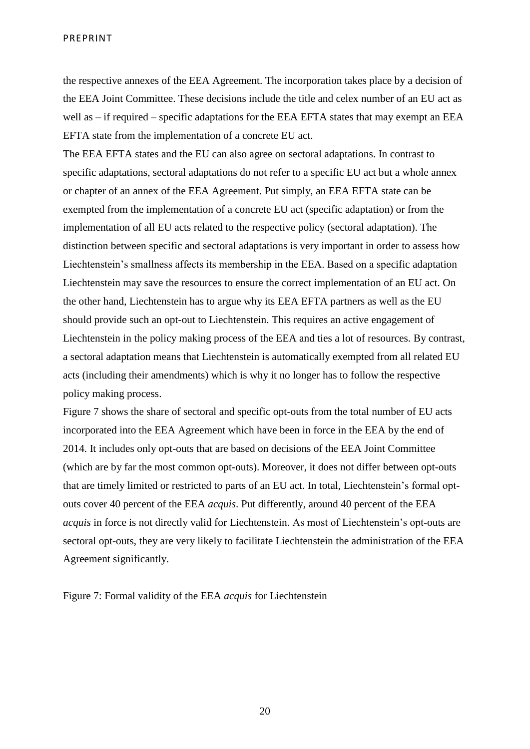the respective annexes of the EEA Agreement. The incorporation takes place by a decision of the EEA Joint Committee. These decisions include the title and celex number of an EU act as well as – if required – specific adaptations for the EEA EFTA states that may exempt an EEA EFTA state from the implementation of a concrete EU act.

The EEA EFTA states and the EU can also agree on sectoral adaptations. In contrast to specific adaptations, sectoral adaptations do not refer to a specific EU act but a whole annex or chapter of an annex of the EEA Agreement. Put simply, an EEA EFTA state can be exempted from the implementation of a concrete EU act (specific adaptation) or from the implementation of all EU acts related to the respective policy (sectoral adaptation). The distinction between specific and sectoral adaptations is very important in order to assess how Liechtenstein's smallness affects its membership in the EEA. Based on a specific adaptation Liechtenstein may save the resources to ensure the correct implementation of an EU act. On the other hand, Liechtenstein has to argue why its EEA EFTA partners as well as the EU should provide such an opt-out to Liechtenstein. This requires an active engagement of Liechtenstein in the policy making process of the EEA and ties a lot of resources. By contrast, a sectoral adaptation means that Liechtenstein is automatically exempted from all related EU acts (including their amendments) which is why it no longer has to follow the respective policy making process.

Figure 7 shows the share of sectoral and specific opt-outs from the total number of EU acts incorporated into the EEA Agreement which have been in force in the EEA by the end of 2014. It includes only opt-outs that are based on decisions of the EEA Joint Committee (which are by far the most common opt-outs). Moreover, it does not differ between opt-outs that are timely limited or restricted to parts of an EU act. In total, Liechtenstein's formal opt-outs cover 40 percent of the EEA *acquis*. Put differently, around 40 percent of the EEA *acquis* in force is not directly valid for Liechtenstein. As most of Liechtenstein's opt-outs are sectoral opt-outs, they are very likely to facilitate Liechtenstein the administration of the EEA Agreement significantly.

Figure 7: Formal validity of the EEA *acquis* for Liechtenstein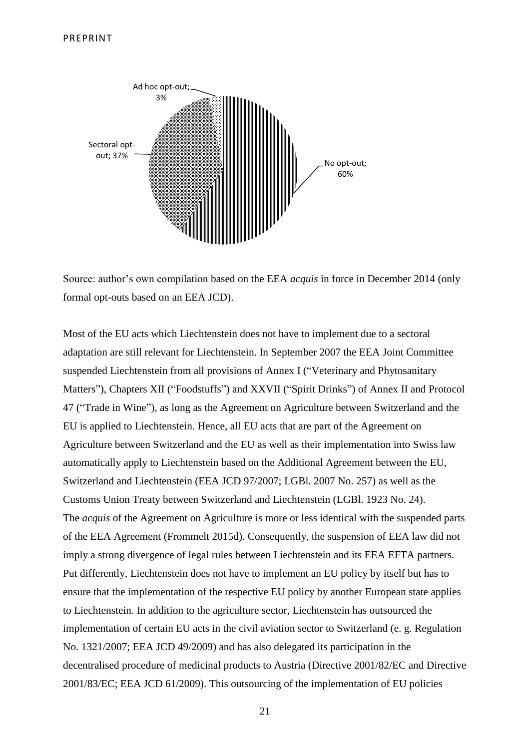Source: author's own compilation based on the EEA *acquis* in force in December 2014 (only formal opt-outs based on an EEA JCD).

Most of the EU acts which Liechtenstein does not have to implement due to a sectoral adaptation are still relevant for Liechtenstein. In September 2007 the EEA Joint Committee suspended Liechtenstein from all provisions of Annex I ("Veterinary and Phytosanitary Matters"), Chapters XII ("Foodstuffs") and XXVII ("Spirit Drinks") of Annex II and Protocol 47 ("Trade in Wine"), as long as the Agreement on Agriculture between Switzerland and the EU is applied to Liechtenstein. Hence, all EU acts that are part of the Agreement on Agriculture between Switzerland and the EU as well as their implementation into Swiss law automatically apply to Liechtenstein based on the Additional Agreement between the EU, Switzerland and Liechtenstein (EEA JCD 97/2007; LGBl. 2007 No. 257) as well as the Customs Union Treaty between Switzerland and Liechtenstein (LGBl. 1923 No. 24). The *acquis* of the Agreement on Agriculture is more or less identical with the suspended parts of the EEA Agreement (Frommelt 2015d). Consequently, the suspension of EEA law did not imply a strong divergence of legal rules between Liechtenstein and its EEA EFTA partners. Put differently, Liechtenstein does not have to implement an EU policy by itself but has to ensure that the implementation of the respective EU policy by another European state applies to Liechtenstein. In addition to the agriculture sector, Liechtenstein has outsourced the implementation of certain EU acts in the civil aviation sector to Switzerland (e. g. Regulation No. 1321/2007; EEA JCD 49/2009) and has also delegated its participation in the decentralised procedure of medicinal products to Austria (Directive 2001/82/EC and Directive 2001/83/EC; EEA JCD 61/2009). This outsourcing of the implementation of EU policies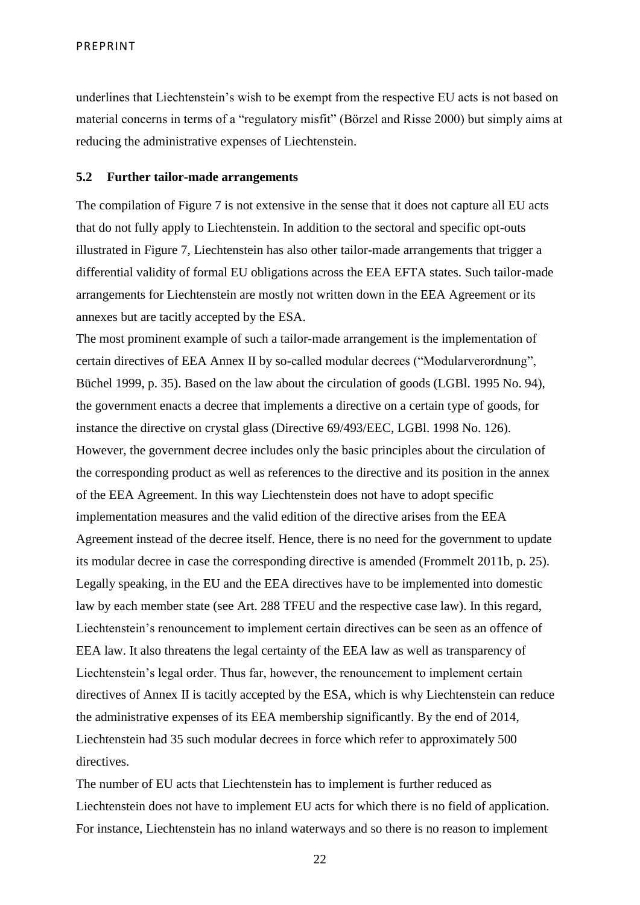underlines that Liechtenstein's wish to be exempt from the respective EU acts is not based on material concerns in terms of a "regulatory misfit" (Börzel and Risse 2000) but simply aims at reducing the administrative expenses of Liechtenstein.

## 5.2 Further tailor-made arrangements

The compilation of Figure 7 is not extensive in the sense that it does not capture all EU acts that do not fully apply to Liechtenstein. In addition to the sectoral and specific opt-outs illustrated in Figure 7, Liechtenstein has also other tailor-made arrangements that trigger a differential validity of formal EU obligations across the EEA EFTA states. Such tailor-made arrangements for Liechtenstein are mostly not written down in the EEA Agreement or its annexes but are tacitly accepted by the ESA.

The most prominent example of such a tailor-made arrangement is the implementation of certain directives of EEA Annex II by so-called modular decrees ("Modularverordnung", Büchel 1999, p. 35). Based on the law about the circulation of goods (LGBl. 1995 No. 94), the government enacts a decree that implements a directive on a certain type of goods, for instance the directive on crystal glass (Directive 69/493/EEC, LGBl. 1998 No. 126). However, the government decree includes only the basic principles about the circulation of the corresponding product as well as references to the directive and its position in the annex of the EEA Agreement. In this way Liechtenstein does not have to adopt specific implementation measures and the valid edition of the directive arises from the EEA Agreement instead of the decree itself. Hence, there is no need for the government to update its modular decree in case the corresponding directive is amended (Frommelt 2011b, p. 25). Legally speaking, in the EU and the EEA directives have to be implemented into domestic law by each member state (see Art. 288 TFEU and the respective case law). In this regard, Liechtenstein's renouncement to implement certain directives can be seen as an offence of EEA law. It also threatens the legal certainty of the EEA law as well as transparency of Liechtenstein's legal order. Thus far, however, the renouncement to implement certain directives of Annex II is tacitly accepted by the ESA, which is why Liechtenstein can reduce the administrative expenses of its EEA membership significantly. By the end of 2014, Liechtenstein had 35 such modular decrees in force which refer to approximately 500 directives.

The number of EU acts that Liechtenstein has to implement is further reduced as Liechtenstein does not have to implement EU acts for which there is no field of application. For instance, Liechtenstein has no inland waterways and so there is no reason to implement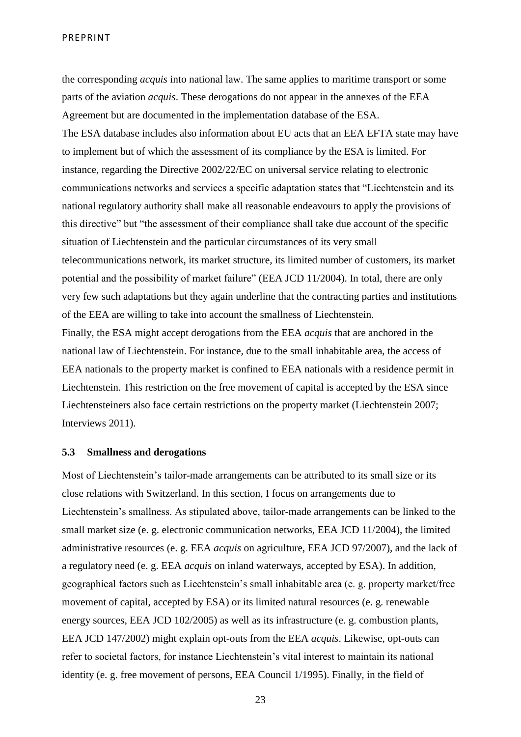the corresponding *acquis* into national law. The same applies to maritime transport or some parts of the aviation *acquis*. These derogations do not appear in the annexes of the EEA Agreement but are documented in the implementation database of the ESA.

The ESA database includes also information about EU acts that an EEA EFTA state may have to implement but of which the assessment of its compliance by the ESA is limited. For instance, regarding the Directive 2002/22/EC on universal service relating to electronic communications networks and services a specific adaptation states that "Liechtenstein and its national regulatory authority shall make all reasonable endeavours to apply the provisions of this directive" but "the assessment of their compliance shall take due account of the specific situation of Liechtenstein and the particular circumstances of its very small telecommunications network, its market structure, its limited number of customers, its market potential and the possibility of market failure" (EEA JCD 11/2004). In total, there are only very few such adaptations but they again underline that the contracting parties and institutions of the EEA are willing to take into account the smallness of Liechtenstein.

Finally, the ESA might accept derogations from the EEA *acquis* that are anchored in the national law of Liechtenstein. For instance, due to the small inhabitable area, the access of EEA nationals to the property market is confined to EEA nationals with a residence permit in Liechtenstein. This restriction on the free movement of capital is accepted by the ESA since Liechtensteiners also face certain restrictions on the property market (Liechtenstein 2007; Interviews 2011).

### 5.3 Smallness and derogations

Most of Liechtenstein's tailor-made arrangements can be attributed to its small size or its close relations with Switzerland. In this section, I focus on arrangements due to Liechtenstein's smallness. As stipulated above, tailor-made arrangements can be linked to the small market size (e. g. electronic communication networks, EEA JCD 11/2004), the limited administrative resources (e. g. EEA *acquis* on agriculture, EEA JCD 97/2007), and the lack of a regulatory need (e. g. EEA *acquis* on inland waterways, accepted by ESA). In addition, geographical factors such as Liechtenstein's small inhabitable area (e. g. property market/free movement of capital, accepted by ESA) or its limited natural resources (e. g. renewable energy sources, EEA JCD 102/2005) as well as its infrastructure (e. g. combustion plants, EEA JCD 147/2002) might explain opt-outs from the EEA *acquis*. Likewise, opt-outs can refer to societal factors, for instance Liechtenstein's vital interest to maintain its national identity (e. g. free movement of persons, EEA Council 1/1995). Finally, in the field of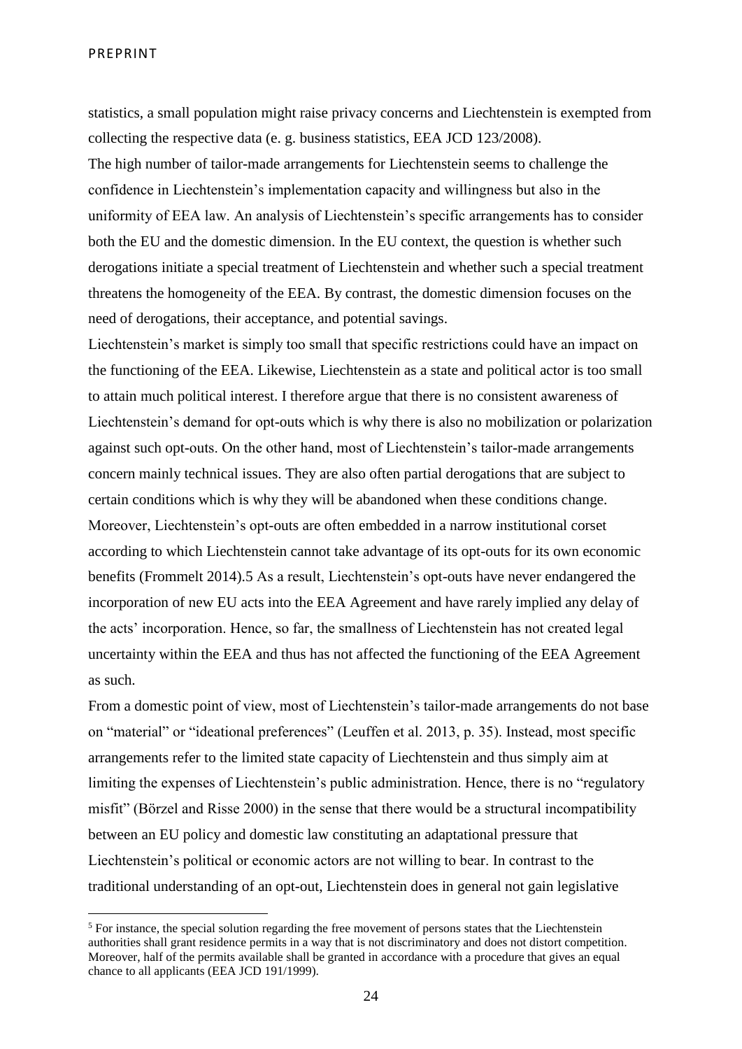statistics, a small population might raise privacy concerns and Liechtenstein is exempted from collecting the respective data (e. g. business statistics, EEA JCD 123/2008).

The high number of tailor-made arrangements for Liechtenstein seems to challenge the confidence in Liechtenstein's implementation capacity and willingness but also in the uniformity of EEA law. An analysis of Liechtenstein's specific arrangements has to consider both the EU and the domestic dimension. In the EU context, the question is whether such derogations initiate a special treatment of Liechtenstein and whether such a special treatment threatens the homogeneity of the EEA. By contrast, the domestic dimension focuses on the need of derogations, their acceptance, and potential savings.

Liechtenstein's market is simply too small that specific restrictions could have an impact on the functioning of the EEA. Likewise, Liechtenstein as a state and political actor is too small to attain much political interest. I therefore argue that there is no consistent awareness of Liechtenstein's demand for opt-outs which is why there is also no mobilization or polarization against such opt-outs. On the other hand, most of Liechtenstein's tailor-made arrangements concern mainly technical issues. They are also often partial derogations that are subject to certain conditions which is why they will be abandoned when these conditions change. Moreover, Liechtenstein's opt-outs are often embedded in a narrow institutional corset according to which Liechtenstein cannot take advantage of its opt-outs for its own economic benefits (Frommelt 2014).[5] As a result, Liechtenstein's opt-outs have never endangered the incorporation of new EU acts into the EEA Agreement and have rarely implied any delay of the acts' incorporation. Hence, so far, the smallness of Liechtenstein has not created legal uncertainty within the EEA and thus has not affected the functioning of the EEA Agreement as such.

From a domestic point of view, most of Liechtenstein's tailor-made arrangements do not base on "material" or "ideational preferences" (Leuffen et al. 2013, p. 35). Instead, most specific arrangements refer to the limited state capacity of Liechtenstein and thus simply aim at limiting the expenses of Liechtenstein's public administration. Hence, there is no "regulatory misfit" (Börzel and Risse 2000) in the sense that there would be a structural incompatibility between an EU policy and domestic law constituting an adaptational pressure that Liechtenstein's political or economic actors are not willing to bear. In contrast to the traditional understanding of an opt-out, Liechtenstein does in general not gain legislative

[5] For instance, the special solution regarding the free movement of persons states that the Liechtenstein authorities shall grant residence permits in a way that is not discriminatory and does not distort competition. Moreover, half of the permits available shall be granted in accordance with a procedure that gives an equal chance to all applicants (EEA JCD 191/1999).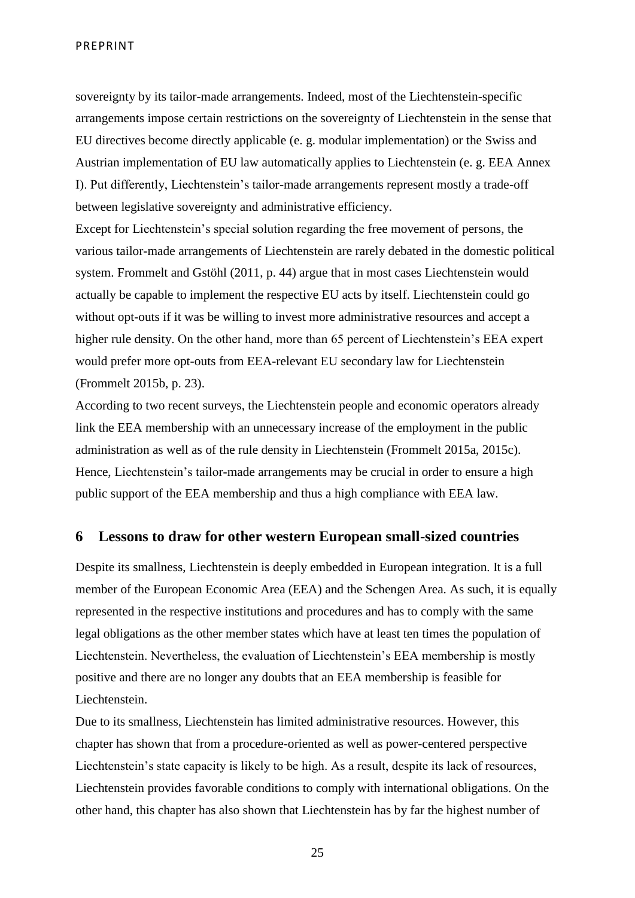sovereignty by its tailor-made arrangements. Indeed, most of the Liechtenstein-specific arrangements impose certain restrictions on the sovereignty of Liechtenstein in the sense that EU directives become directly applicable (e. g. modular implementation) or the Swiss and Austrian implementation of EU law automatically applies to Liechtenstein (e. g. EEA Annex I). Put differently, Liechtenstein's tailor-made arrangements represent mostly a trade-off between legislative sovereignty and administrative efficiency.

Except for Liechtenstein's special solution regarding the free movement of persons, the various tailor-made arrangements of Liechtenstein are rarely debated in the domestic political system. Frommelt and Gstöhl (2011, p. 44) argue that in most cases Liechtenstein would actually be capable to implement the respective EU acts by itself. Liechtenstein could go without opt-outs if it was be willing to invest more administrative resources and accept a higher rule density. On the other hand, more than 65 percent of Liechtenstein's EEA expert would prefer more opt-outs from EEA-relevant EU secondary law for Liechtenstein (Frommelt 2015b, p. 23).

According to two recent surveys, the Liechtenstein people and economic operators already link the EEA membership with an unnecessary increase of the employment in the public administration as well as of the rule density in Liechtenstein (Frommelt 2015a, 2015c). Hence, Liechtenstein's tailor-made arrangements may be crucial in order to ensure a high public support of the EEA membership and thus a high compliance with EEA law.

## 6 Lessons to draw for other western European small-sized countries

Despite its smallness, Liechtenstein is deeply embedded in European integration. It is a full member of the European Economic Area (EEA) and the Schengen Area. As such, it is equally represented in the respective institutions and procedures and has to comply with the same legal obligations as the other member states which have at least ten times the population of Liechtenstein. Nevertheless, the evaluation of Liechtenstein's EEA membership is mostly positive and there are no longer any doubts that an EEA membership is feasible for Liechtenstein.

Due to its smallness, Liechtenstein has limited administrative resources. However, this chapter has shown that from a procedure-oriented as well as power-centered perspective Liechtenstein's state capacity is likely to be high. As a result, despite its lack of resources, Liechtenstein provides favorable conditions to comply with international obligations. On the other hand, this chapter has also shown that Liechtenstein has by far the highest number of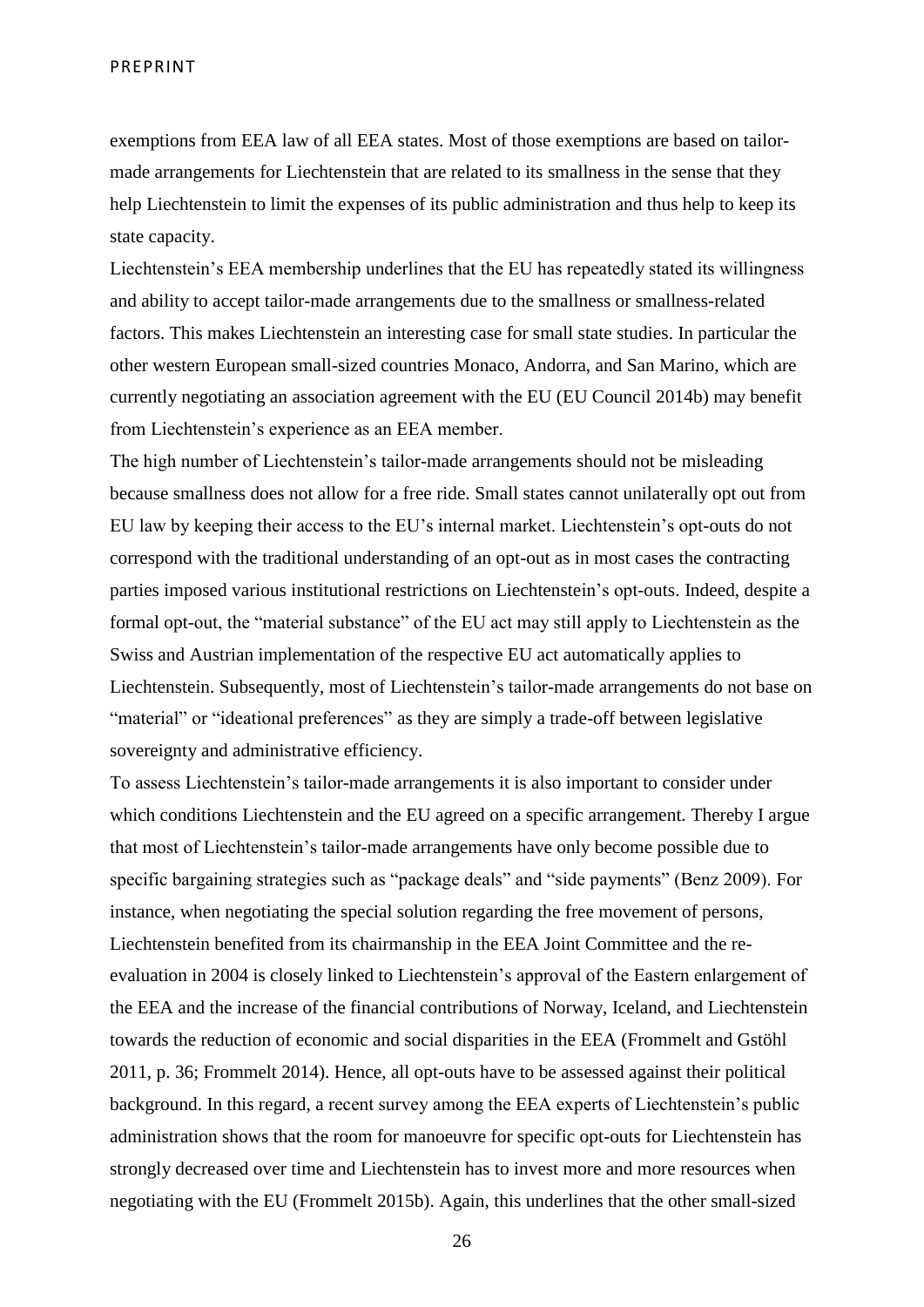exemptions from EEA law of all EEA states. Most of those exemptions are based on tailor-made arrangements for Liechtenstein that are related to its smallness in the sense that they help Liechtenstein to limit the expenses of its public administration and thus help to keep its state capacity.

Liechtenstein's EEA membership underlines that the EU has repeatedly stated its willingness and ability to accept tailor-made arrangements due to the smallness or smallness-related factors. This makes Liechtenstein an interesting case for small state studies. In particular the other western European small-sized countries Monaco, Andorra, and San Marino, which are currently negotiating an association agreement with the EU (EU Council 2014b) may benefit from Liechtenstein's experience as an EEA member.

The high number of Liechtenstein's tailor-made arrangements should not be misleading because smallness does not allow for a free ride. Small states cannot unilaterally opt out from EU law by keeping their access to the EU's internal market. Liechtenstein's opt-outs do not correspond with the traditional understanding of an opt-out as in most cases the contracting parties imposed various institutional restrictions on Liechtenstein's opt-outs. Indeed, despite a formal opt-out, the "material substance" of the EU act may still apply to Liechtenstein as the Swiss and Austrian implementation of the respective EU act automatically applies to Liechtenstein. Subsequently, most of Liechtenstein's tailor-made arrangements do not base on "material" or "ideational preferences" as they are simply a trade-off between legislative sovereignty and administrative efficiency.

To assess Liechtenstein's tailor-made arrangements it is also important to consider under which conditions Liechtenstein and the EU agreed on a specific arrangement. Thereby I argue that most of Liechtenstein's tailor-made arrangements have only become possible due to specific bargaining strategies such as "package deals" and "side payments" (Benz 2009). For instance, when negotiating the special solution regarding the free movement of persons, Liechtenstein benefited from its chairmanship in the EEA Joint Committee and the re-evaluation in 2004 is closely linked to Liechtenstein's approval of the Eastern enlargement of the EEA and the increase of the financial contributions of Norway, Iceland, and Liechtenstein towards the reduction of economic and social disparities in the EEA (Frommelt and Gstöhl 2011, p. 36; Frommelt 2014). Hence, all opt-outs have to be assessed against their political background. In this regard, a recent survey among the EEA experts of Liechtenstein's public administration shows that the room for manoeuvre for specific opt-outs for Liechtenstein has strongly decreased over time and Liechtenstein has to invest more and more resources when negotiating with the EU (Frommelt 2015b). Again, this underlines that the other small-sized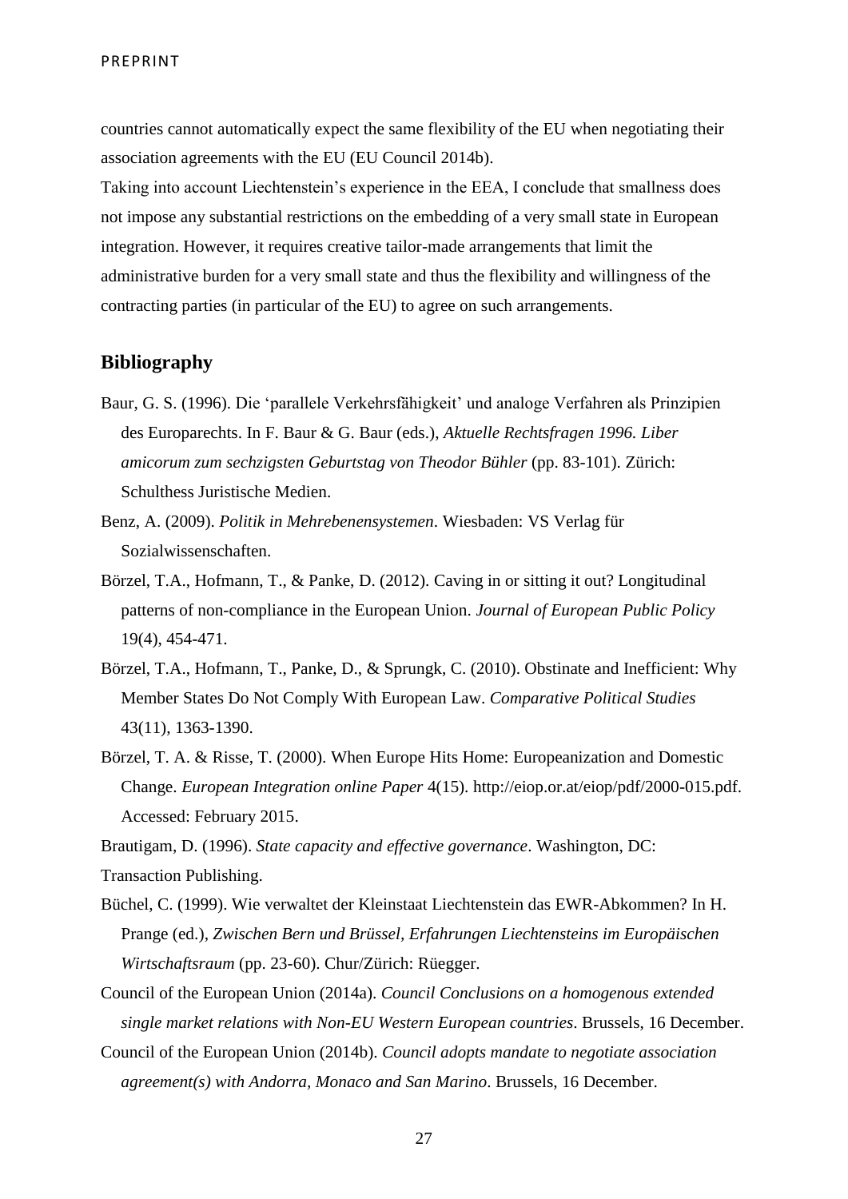countries cannot automatically expect the same flexibility of the EU when negotiating their association agreements with the EU (EU Council 2014b).

Taking into account Liechtenstein's experience in the EEA, I conclude that smallness does not impose any substantial restrictions on the embedding of a very small state in European integration. However, it requires creative tailor-made arrangements that limit the administrative burden for a very small state and thus the flexibility and willingness of the contracting parties (in particular of the EU) to agree on such arrangements.

## Bibliography

Baur, G. S. (1996). Die 'parallele Verkehrsfähigkeit' und analoge Verfahren als Prinzipien des Europarechts. In F. Baur & G. Baur (eds.), *Aktuelle Rechtsfragen 1996. Liber amicorum zum sechzigsten Geburtstag von Theodor Bühler* (pp. 83-101). Zürich: Schulthess Juristische Medien.

Benz, A. (2009). *Politik in Mehrebenensystemen*. Wiesbaden: VS Verlag für Sozialwissenschaften.

Börzel, T.A., Hofmann, T., & Panke, D. (2012). Caving in or sitting it out? Longitudinal patterns of non-compliance in the European Union. *Journal of European Public Policy* 19(4), 454-471.

Börzel, T.A., Hofmann, T., Panke, D., & Sprungk, C. (2010). Obstinate and Inefficient: Why Member States Do Not Comply With European Law. *Comparative Political Studies* 43(11), 1363-1390.

Börzel, T. A. & Risse, T. (2000). When Europe Hits Home: Europeanization and Domestic Change. *European Integration online Paper* 4(15). http://eiop.or.at/eiop/pdf/2000-015.pdf. Accessed: February 2015.

Brautigam, D. (1996). *State capacity and effective governance*. Washington, DC: Transaction Publishing.

Büchel, C. (1999). Wie verwaltet der Kleinstaat Liechtenstein das EWR-Abkommen? In H. Prange (ed.), *Zwischen Bern und Brüssel, Erfahrungen Liechtensteins im Europäischen Wirtschaftsraum* (pp. 23-60). Chur/Zürich: Rüegger.

Council of the European Union (2014a). *Council Conclusions on a homogenous extended single market relations with Non-EU Western European countries*. Brussels, 16 December.

Council of the European Union (2014b). *Council adopts mandate to negotiate association agreement(s) with Andorra, Monaco and San Marino*. Brussels, 16 December.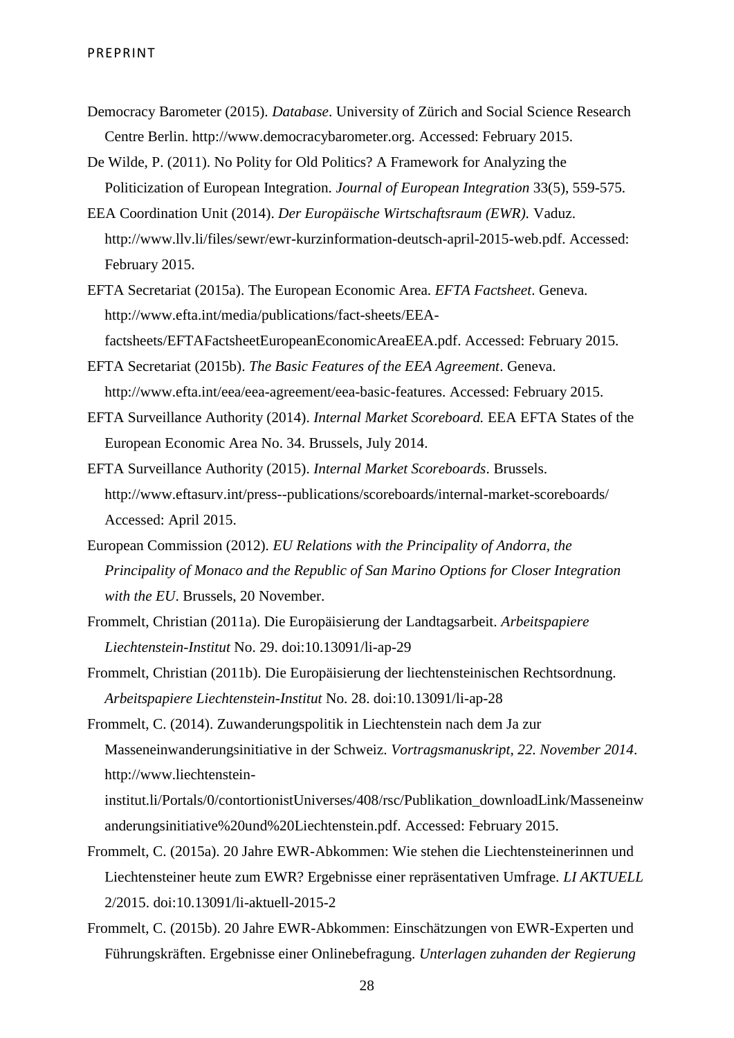Democracy Barometer (2015). *Database*. University of Zürich and Social Science Research Centre Berlin. http://www.democracybarometer.org. Accessed: February 2015.

De Wilde, P. (2011). No Polity for Old Politics? A Framework for Analyzing the Politicization of European Integration. *Journal of European Integration* 33(5), 559-575.

EEA Coordination Unit (2014). *Der Europäische Wirtschaftsraum (EWR).* Vaduz. http://www.llv.li/files/sewr/ewr-kurzinformation-deutsch-april-2015-web.pdf. Accessed: February 2015.

EFTA Secretariat (2015a). The European Economic Area. *EFTA Factsheet*. Geneva. http://www.efta.int/media/publications/fact-sheets/EEA-factsheets/EFTAFactsheetEuropeanEconomicAreaEEA.pdf. Accessed: February 2015.

EFTA Secretariat (2015b). *The Basic Features of the EEA Agreement*. Geneva. http://www.efta.int/eea/eea-agreement/eea-basic-features. Accessed: February 2015.

EFTA Surveillance Authority (2014). *Internal Market Scoreboard.* EEA EFTA States of the European Economic Area No. 34. Brussels, July 2014.

EFTA Surveillance Authority (2015). *Internal Market Scoreboards*. Brussels. http://www.eftasurv.int/press--publications/scoreboards/internal-market-scoreboards/ Accessed: April 2015.

European Commission (2012). *EU Relations with the Principality of Andorra, the Principality of Monaco and the Republic of San Marino Options for Closer Integration with the EU*. Brussels, 20 November.

Frommelt, Christian (2011a). Die Europäisierung der Landtagsarbeit. *Arbeitspapiere Liechtenstein-Institut* No. 29. doi:10.13091/li-ap-29

Frommelt, Christian (2011b). Die Europäisierung der liechtensteinischen Rechtsordnung. *Arbeitspapiere Liechtenstein-Institut* No. 28. doi:10.13091/li-ap-28

Frommelt, C. (2014). Zuwanderungspolitik in Liechtenstein nach dem Ja zur Masseneinwanderungsinitiative in der Schweiz. *Vortragsmanuskript, 22. November 2014*. http://www.liechtenstein-institut.li/Portals/0/contortionistUniverses/408/rsc/Publikation_downloadLink/Masseneinwanderungsinitiative%20und%20Liechtenstein.pdf. Accessed: February 2015.

Frommelt, C. (2015a). 20 Jahre EWR-Abkommen: Wie stehen die Liechtensteinerinnen und Liechtensteiner heute zum EWR? Ergebnisse einer repräsentativen Umfrage. *LI AKTUELL* 2/2015. doi:10.13091/li-aktuell-2015-2

Frommelt, C. (2015b). 20 Jahre EWR-Abkommen: Einschätzungen von EWR-Experten und Führungskräften. Ergebnisse einer Onlinebefragung. *Unterlagen zuhanden der Regierung*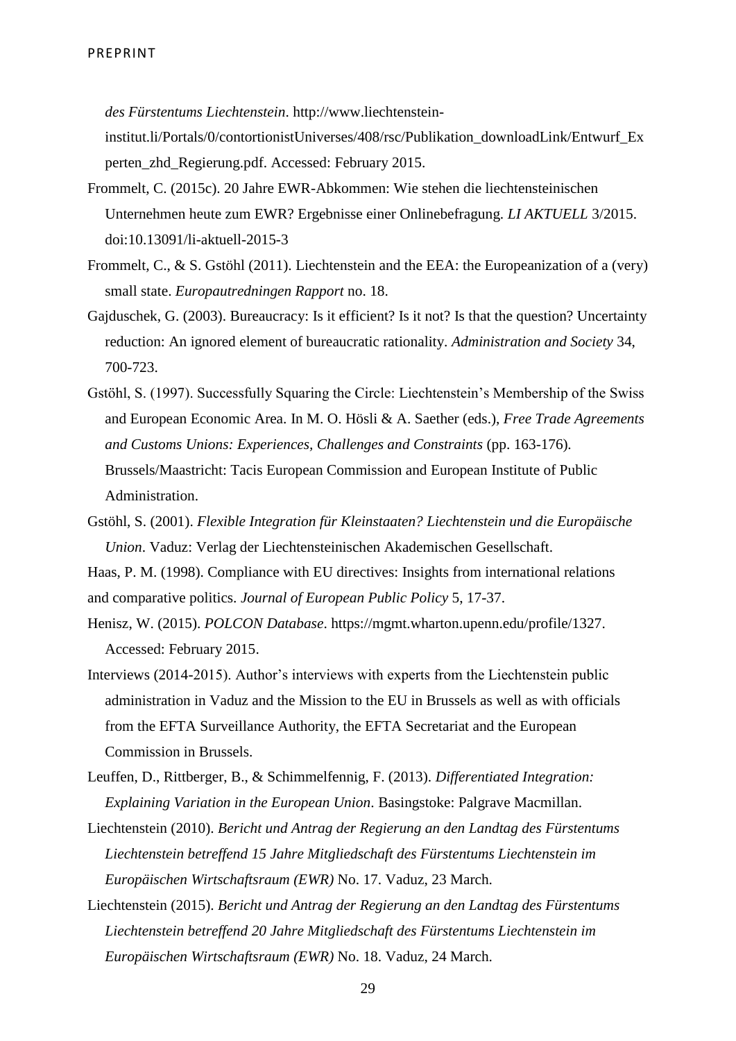*des Fürstentums Liechtenstein*. http://www.liechtenstein-institut.li/Portals/0/contortionistUniverses/408/rsc/Publikation_downloadLink/Entwurf_Experten_zhd_Regierung.pdf. Accessed: February 2015.

Frommelt, C. (2015c). 20 Jahre EWR-Abkommen: Wie stehen die liechtensteinischen Unternehmen heute zum EWR? Ergebnisse einer Onlinebefragung. *LI AKTUELL* 3/2015. doi:10.13091/li-aktuell-2015-3

Frommelt, C., & S. Gstöhl (2011). Liechtenstein and the EEA: the Europeanization of a (very) small state. *Europautredningen Rapport* no. 18.

Gajduschek, G. (2003). Bureaucracy: Is it efficient? Is it not? Is that the question? Uncertainty reduction: An ignored element of bureaucratic rationality. *Administration and Society* 34, 700-723.

Gstöhl, S. (1997). Successfully Squaring the Circle: Liechtenstein's Membership of the Swiss and European Economic Area. In M. O. Hösli & A. Saether (eds.), *Free Trade Agreements and Customs Unions: Experiences, Challenges and Constraints* (pp. 163-176). Brussels/Maastricht: Tacis European Commission and European Institute of Public Administration.

Gstöhl, S. (2001). *Flexible Integration für Kleinstaaten? Liechtenstein und die Europäische Union*. Vaduz: Verlag der Liechtensteinischen Akademischen Gesellschaft.

Haas, P. M. (1998). Compliance with EU directives: Insights from international relations and comparative politics. *Journal of European Public Policy* 5, 17-37.

Henisz, W. (2015). *POLCON Database*. https://mgmt.wharton.upenn.edu/profile/1327. Accessed: February 2015.

Interviews (2014-2015). Author's interviews with experts from the Liechtenstein public administration in Vaduz and the Mission to the EU in Brussels as well as with officials from the EFTA Surveillance Authority, the EFTA Secretariat and the European Commission in Brussels.

Leuffen, D., Rittberger, B., & Schimmelfennig, F. (2013). *Differentiated Integration: Explaining Variation in the European Union*. Basingstoke: Palgrave Macmillan.

Liechtenstein (2010). *Bericht und Antrag der Regierung an den Landtag des Fürstentums Liechtenstein betreffend 15 Jahre Mitgliedschaft des Fürstentums Liechtenstein im Europäischen Wirtschaftsraum (EWR)* No. 17. Vaduz, 23 March.

Liechtenstein (2015). *Bericht und Antrag der Regierung an den Landtag des Fürstentums Liechtenstein betreffend 20 Jahre Mitgliedschaft des Fürstentums Liechtenstein im Europäischen Wirtschaftsraum (EWR)* No. 18. Vaduz, 24 March.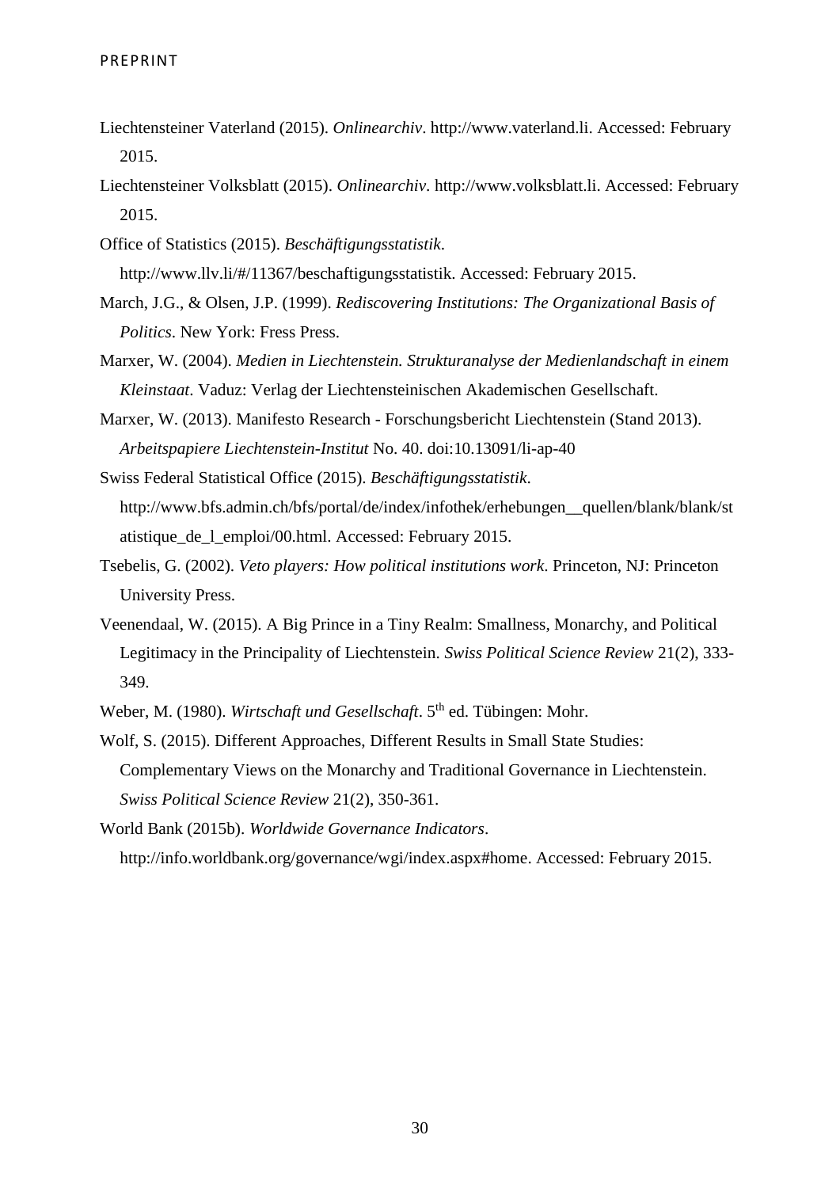Liechtensteiner Vaterland (2015). *Onlinearchiv*. http://www.vaterland.li. Accessed: February 2015.

Liechtensteiner Volksblatt (2015). *Onlinearchiv*. http://www.volksblatt.li. Accessed: February 2015.

Office of Statistics (2015). *Beschäftigungsstatistik*. http://www.llv.li/#/11367/beschaftigungsstatistik. Accessed: February 2015.

March, J.G., & Olsen, J.P. (1999). *Rediscovering Institutions: The Organizational Basis of Politics*. New York: Fress Press.

Marxer, W. (2004). *Medien in Liechtenstein. Strukturanalyse der Medienlandschaft in einem Kleinstaat*. Vaduz: Verlag der Liechtensteinischen Akademischen Gesellschaft.

Marxer, W. (2013). Manifesto Research - Forschungsbericht Liechtenstein (Stand 2013). *Arbeitspapiere Liechtenstein-Institut* No. 40. doi:10.13091/li-ap-40

Swiss Federal Statistical Office (2015). *Beschäftigungsstatistik*. http://www.bfs.admin.ch/bfs/portal/de/index/infothek/erhebungen__quellen/blank/blank/statistique_de_l_emploi/00.html. Accessed: February 2015.

Tsebelis, G. (2002). *Veto players: How political institutions work*. Princeton, NJ: Princeton University Press.

Veenendaal, W. (2015). A Big Prince in a Tiny Realm: Smallness, Monarchy, and Political Legitimacy in the Principality of Liechtenstein. *Swiss Political Science Review* 21(2), 333-349.

Weber, M. (1980). *Wirtschaft und Gesellschaft*. 5th ed. Tübingen: Mohr.

Wolf, S. (2015). Different Approaches, Different Results in Small State Studies: Complementary Views on the Monarchy and Traditional Governance in Liechtenstein. *Swiss Political Science Review* 21(2), 350-361.

World Bank (2015b). *Worldwide Governance Indicators*. http://info.worldbank.org/governance/wgi/index.aspx#home. Accessed: February 2015.